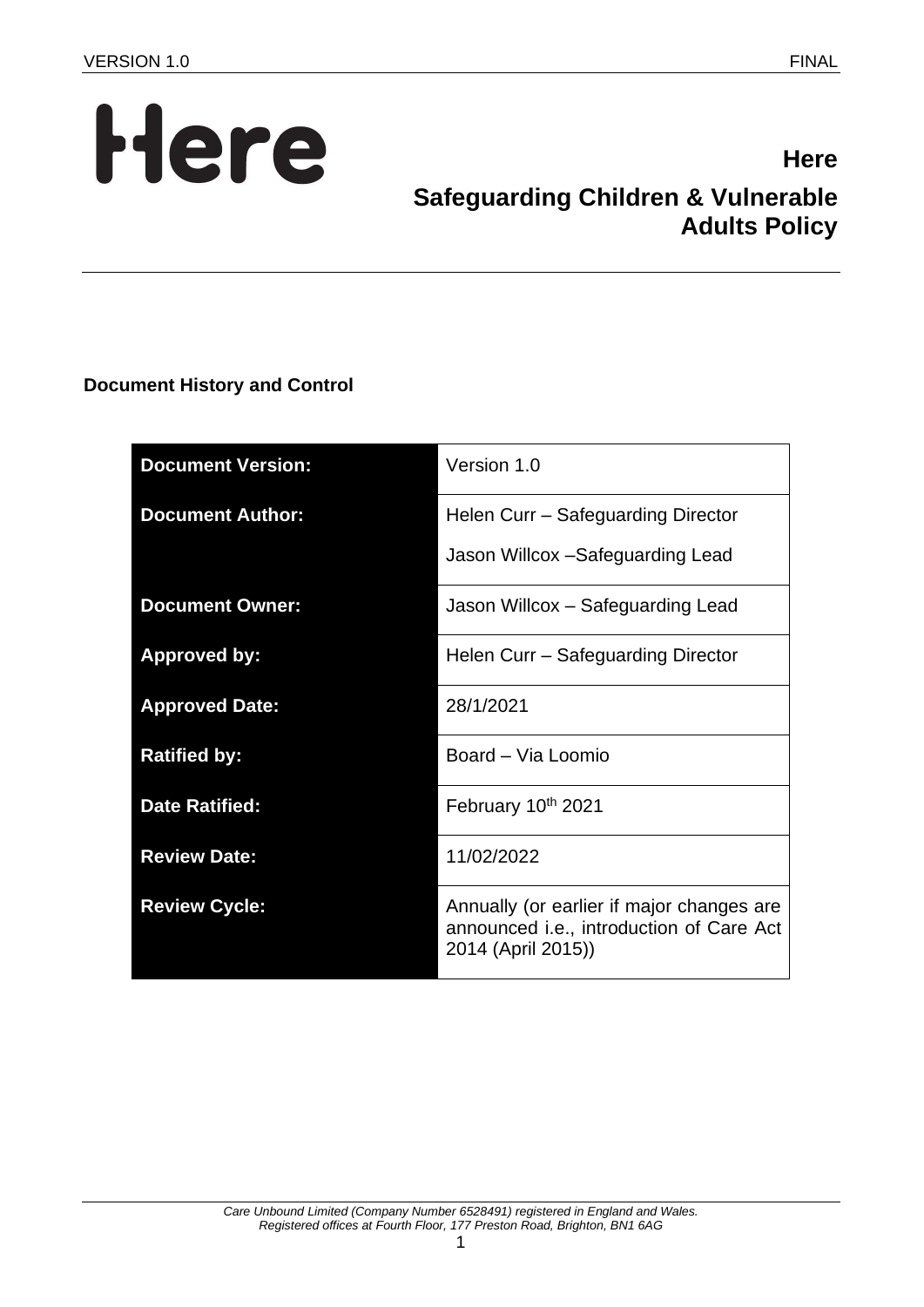# Here

## Safeguarding Children & Vulnerable Adults Policy

### Document History and Control

| Document Version: | Version 1.0 |
|---|---|
| **Document Author:** | Helen Curr – Safeguarding Director<br>Jason Willcox –Safeguarding Lead |
| **Document Owner:** | Jason Willcox – Safeguarding Lead |
| **Approved by:** | Helen Curr – Safeguarding Director |
| **Approved Date:** | 28/1/2021 |
| **Ratified by:** | Board – Via Loomio |
| **Date Ratified:** | February 10th 2021 |
| **Review Date:** | 11/02/2022 |
| **Review Cycle:** | Annually (or earlier if major changes are announced i.e., introduction of Care Act 2014 (April 2015)) |

*Care Unbound Limited (Company Number 6528491) registered in England and Wales.*
*Registered offices at Fourth Floor, 177 Preston Road, Brighton, BN1 6AG*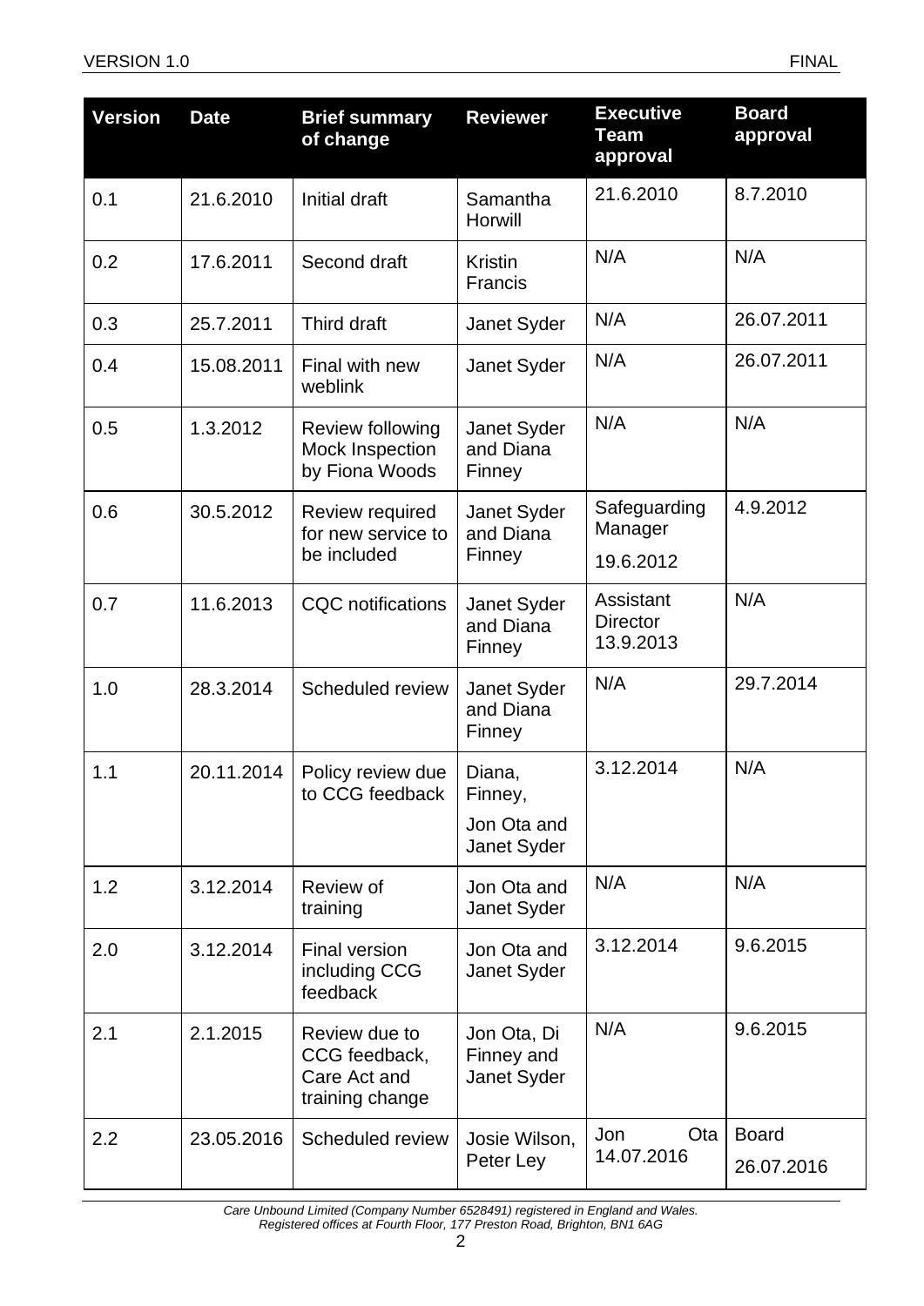| Version | Date | Brief summary of change | Reviewer | Executive Team approval | Board approval |
|---|---|---|---|---|---|
| 0.1 | 21.6.2010 | Initial draft | Samantha Horwill | 21.6.2010 | 8.7.2010 |
| 0.2 | 17.6.2011 | Second draft | Kristin Francis | N/A | N/A |
| 0.3 | 25.7.2011 | Third draft | Janet Syder | N/A | 26.07.2011 |
| 0.4 | 15.08.2011 | Final with new weblink | Janet Syder | N/A | 26.07.2011 |
| 0.5 | 1.3.2012 | Review following Mock Inspection by Fiona Woods | Janet Syder and Diana Finney | N/A | N/A |
| 0.6 | 30.5.2012 | Review required for new service to be included | Janet Syder and Diana Finney | Safeguarding Manager 19.6.2012 | 4.9.2012 |
| 0.7 | 11.6.2013 | CQC notifications | Janet Syder and Diana Finney | Assistant Director 13.9.2013 | N/A |
| 1.0 | 28.3.2014 | Scheduled review | Janet Syder and Diana Finney | N/A | 29.7.2014 |
| 1.1 | 20.11.2014 | Policy review due to CCG feedback | Diana, Finney, Jon Ota and Janet Syder | 3.12.2014 | N/A |
| 1.2 | 3.12.2014 | Review of training | Jon Ota and Janet Syder | N/A | N/A |
| 2.0 | 3.12.2014 | Final version including CCG feedback | Jon Ota and Janet Syder | 3.12.2014 | 9.6.2015 |
| 2.1 | 2.1.2015 | Review due to CCG feedback, Care Act and training change | Jon Ota, Di Finney and Janet Syder | N/A | 9.6.2015 |
| 2.2 | 23.05.2016 | Scheduled review | Josie Wilson, Peter Ley | Jon Ota 14.07.2016 | Board 26.07.2016 |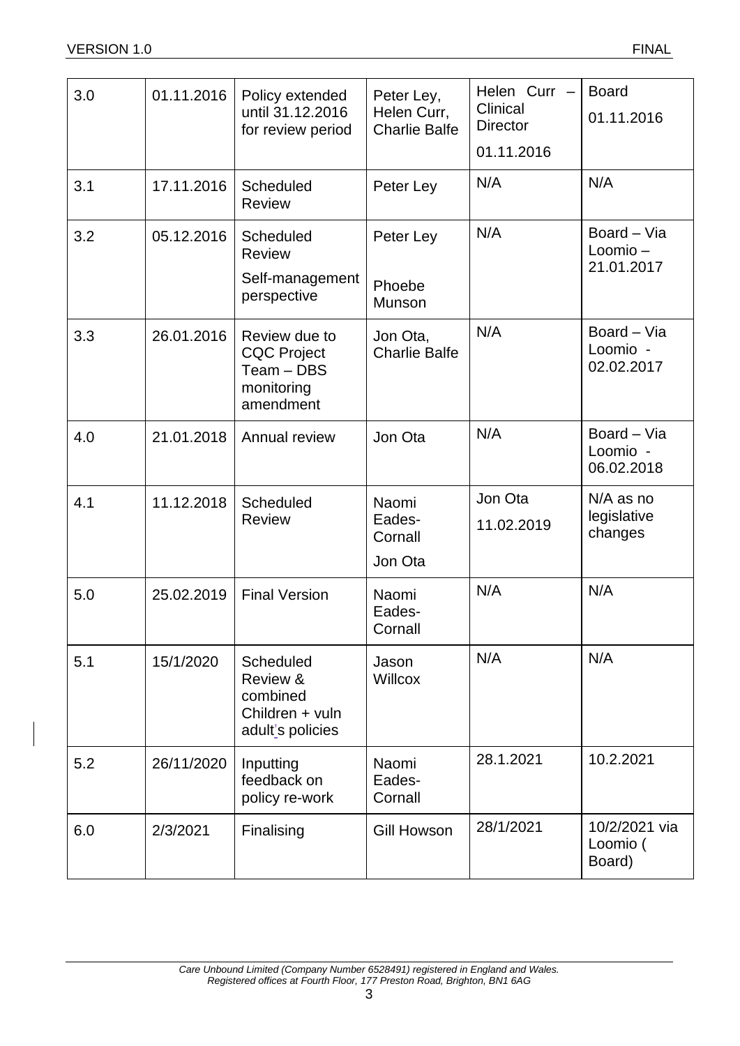| 3.0 | 01.11.2016 | Policy extended until 31.12.2016 for review period | Peter Ley, Helen Curr, Charlie Balfe | Helen Curr – Clinical Director 01.11.2016 | Board 01.11.2016 |
|---|---|---|---|---|---|
| 3.1 | 17.11.2016 | Scheduled Review | Peter Ley | N/A | N/A |
| 3.2 | 05.12.2016 | Scheduled Review Self-management perspective | Peter Ley Phoebe Munson | N/A | Board – Via Loomio – 21.01.2017 |
| 3.3 | 26.01.2016 | Review due to CQC Project Team – DBS monitoring amendment | Jon Ota, Charlie Balfe | N/A | Board – Via Loomio - 02.02.2017 |
| 4.0 | 21.01.2018 | Annual review | Jon Ota | N/A | Board – Via Loomio - 06.02.2018 |
| 4.1 | 11.12.2018 | Scheduled Review | Naomi Eades-Cornall Jon Ota | Jon Ota 11.02.2019 | N/A as no legislative changes |
| 5.0 | 25.02.2019 | Final Version | Naomi Eades-Cornall | N/A | N/A |
| 5.1 | 15/1/2020 | Scheduled Review & combined Children + vuln adult's policies | Jason Willcox | N/A | N/A |
| 5.2 | 26/11/2020 | Inputting feedback on policy re-work | Naomi Eades-Cornall | 28.1.2021 | 10.2.2021 |
| 6.0 | 2/3/2021 | Finalising | Gill Howson | 28/1/2021 | 10/2/2021 via Loomio ( Board) |

*Care Unbound Limited (Company Number 6528491) registered in England and Wales. Registered offices at Fourth Floor, 177 Preston Road, Brighton, BN1 6AG*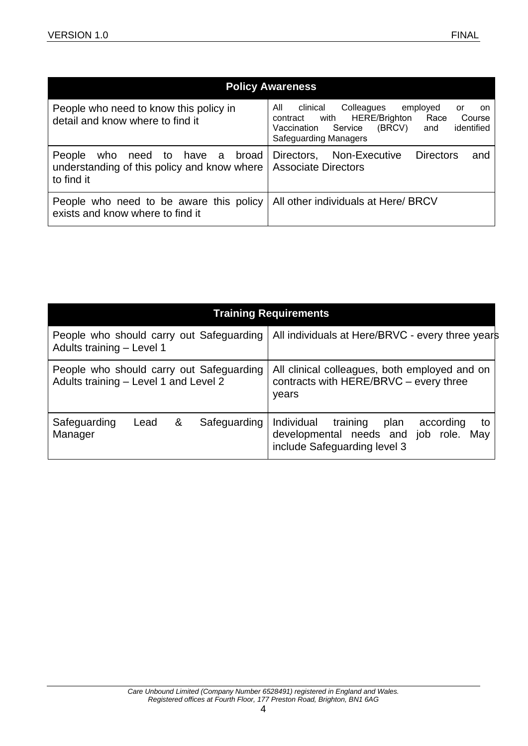| Policy Awareness | |
|---|---|
| People who need to know this policy in detail and know where to find it | All clinical Colleagues employed or on contract with HERE/Brighton Race Course Vaccination Service (BRCV) and identified Safeguarding Managers |
| People who need to have a broad understanding of this policy and know where to find it | Directors, Non-Executive Directors and Associate Directors |
| People who need to be aware this policy exists and know where to find it | All other individuals at Here/ BRCV |

| Training Requirements | |
|---|---|
| People who should carry out Safeguarding Adults training – Level 1 | All individuals at Here/BRVC - every three years |
| People who should carry out Safeguarding Adults training – Level 1 and Level 2 | All clinical colleagues, both employed and on contracts with HERE/BRVC – every three years |
| Safeguarding Lead & Safeguarding Manager | Individual training plan according to developmental needs and job role. May include Safeguarding level 3 |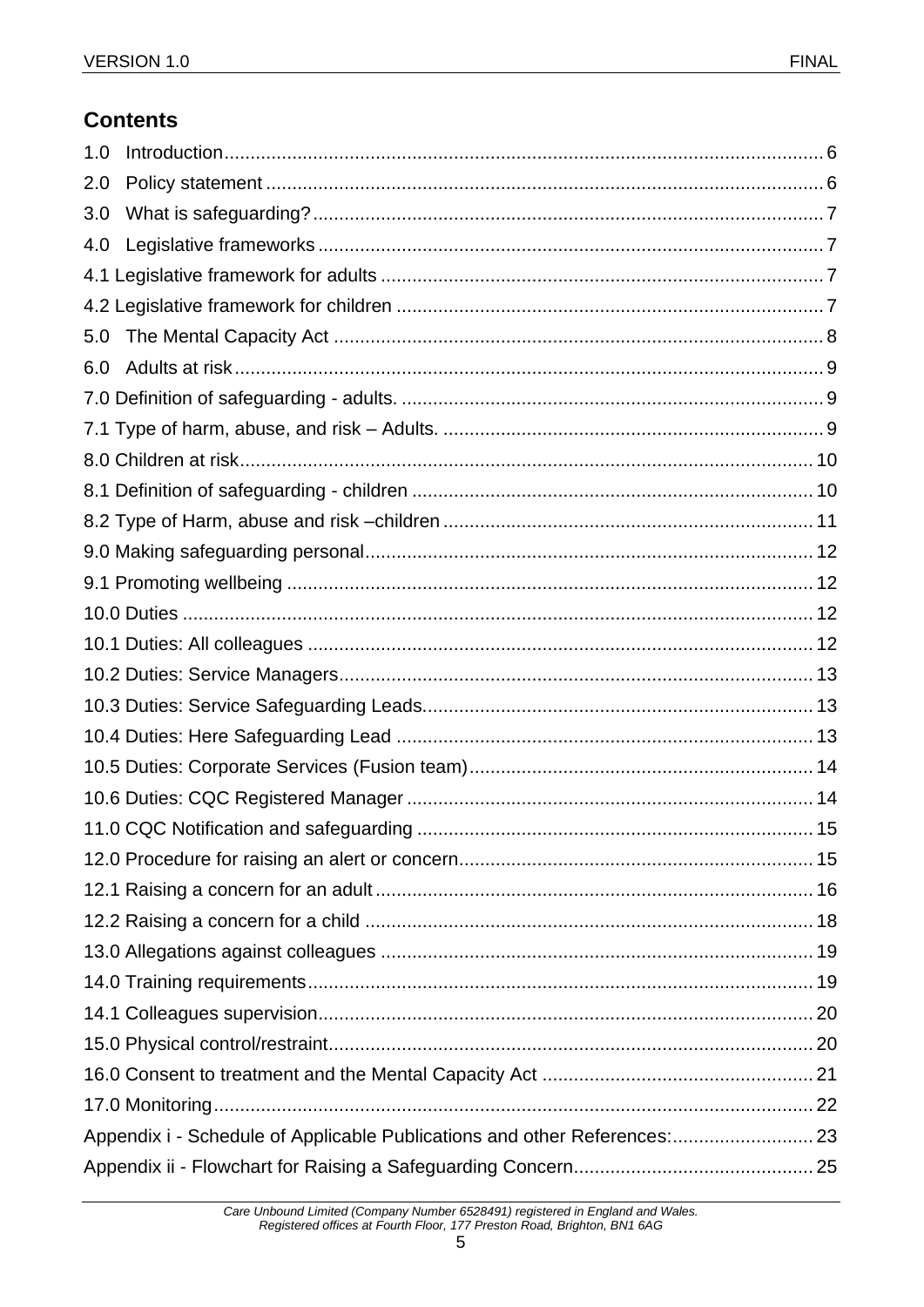## Contents

1.0 Introduction .......... 6
2.0 Policy statement .......... 6
3.0 What is safeguarding? .......... 7
4.0 Legislative frameworks .......... 7
4.1 Legislative framework for adults .......... 7
4.2 Legislative framework for children .......... 7
5.0 The Mental Capacity Act .......... 8
6.0 Adults at risk .......... 9
7.0 Definition of safeguarding - adults. .......... 9
7.1 Type of harm, abuse, and risk – Adults. .......... 9
8.0 Children at risk .......... 10
8.1 Definition of safeguarding - children .......... 10
8.2 Type of Harm, abuse and risk –children .......... 11
9.0 Making safeguarding personal .......... 12
9.1 Promoting wellbeing .......... 12
10.0 Duties .......... 12
10.1 Duties: All colleagues .......... 12
10.2 Duties: Service Managers .......... 13
10.3 Duties: Service Safeguarding Leads .......... 13
10.4 Duties: Here Safeguarding Lead .......... 13
10.5 Duties: Corporate Services (Fusion team) .......... 14
10.6 Duties: CQC Registered Manager .......... 14
11.0 CQC Notification and safeguarding .......... 15
12.0 Procedure for raising an alert or concern .......... 15
12.1 Raising a concern for an adult .......... 16
12.2 Raising a concern for a child .......... 18
13.0 Allegations against colleagues .......... 19
14.0 Training requirements .......... 19
14.1 Colleagues supervision .......... 20
15.0 Physical control/restraint .......... 20
16.0 Consent to treatment and the Mental Capacity Act .......... 21
17.0 Monitoring .......... 22
Appendix i - Schedule of Applicable Publications and other References: .......... 23
Appendix ii - Flowchart for Raising a Safeguarding Concern .......... 25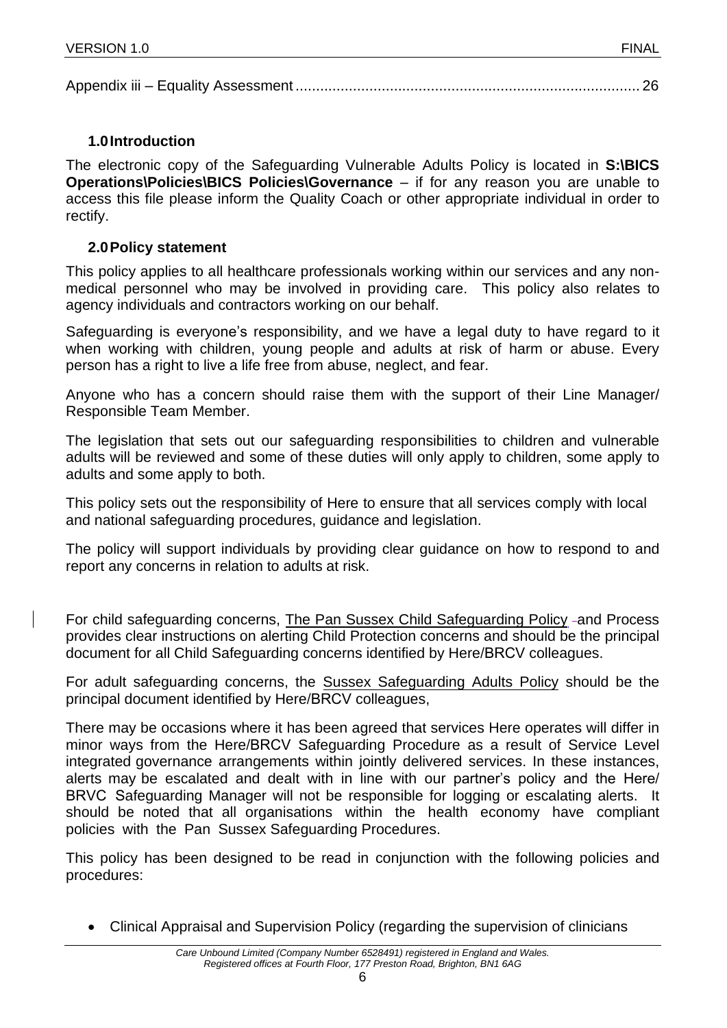Appendix iii – Equality Assessment .................................................................................... 26

## 1.0 Introduction

The electronic copy of the Safeguarding Vulnerable Adults Policy is located in **S:\BICS Operations\Policies\BICS Policies\Governance** – if for any reason you are unable to access this file please inform the Quality Coach or other appropriate individual in order to rectify.

## 2.0 Policy statement

This policy applies to all healthcare professionals working within our services and any non-medical personnel who may be involved in providing care. This policy also relates to agency individuals and contractors working on our behalf.

Safeguarding is everyone's responsibility, and we have a legal duty to have regard to it when working with children, young people and adults at risk of harm or abuse. Every person has a right to live a life free from abuse, neglect, and fear.

Anyone who has a concern should raise them with the support of their Line Manager/ Responsible Team Member.

The legislation that sets out our safeguarding responsibilities to children and vulnerable adults will be reviewed and some of these duties will only apply to children, some apply to adults and some apply to both.

This policy sets out the responsibility of Here to ensure that all services comply with local and national safeguarding procedures, guidance and legislation.

The policy will support individuals by providing clear guidance on how to respond to and report any concerns in relation to adults at risk.

For child safeguarding concerns, The Pan Sussex Child Safeguarding Policy and Process provides clear instructions on alerting Child Protection concerns and should be the principal document for all Child Safeguarding concerns identified by Here/BRCV colleagues.

For adult safeguarding concerns, the Sussex Safeguarding Adults Policy should be the principal document identified by Here/BRCV colleagues,

There may be occasions where it has been agreed that services Here operates will differ in minor ways from the Here/BRCV Safeguarding Procedure as a result of Service Level integrated governance arrangements within jointly delivered services. In these instances, alerts may be escalated and dealt with in line with our partner's policy and the Here/ BRVC Safeguarding Manager will not be responsible for logging or escalating alerts. It should be noted that all organisations within the health economy have compliant policies with the Pan Sussex Safeguarding Procedures.

This policy has been designed to be read in conjunction with the following policies and procedures:

- Clinical Appraisal and Supervision Policy (regarding the supervision of clinicians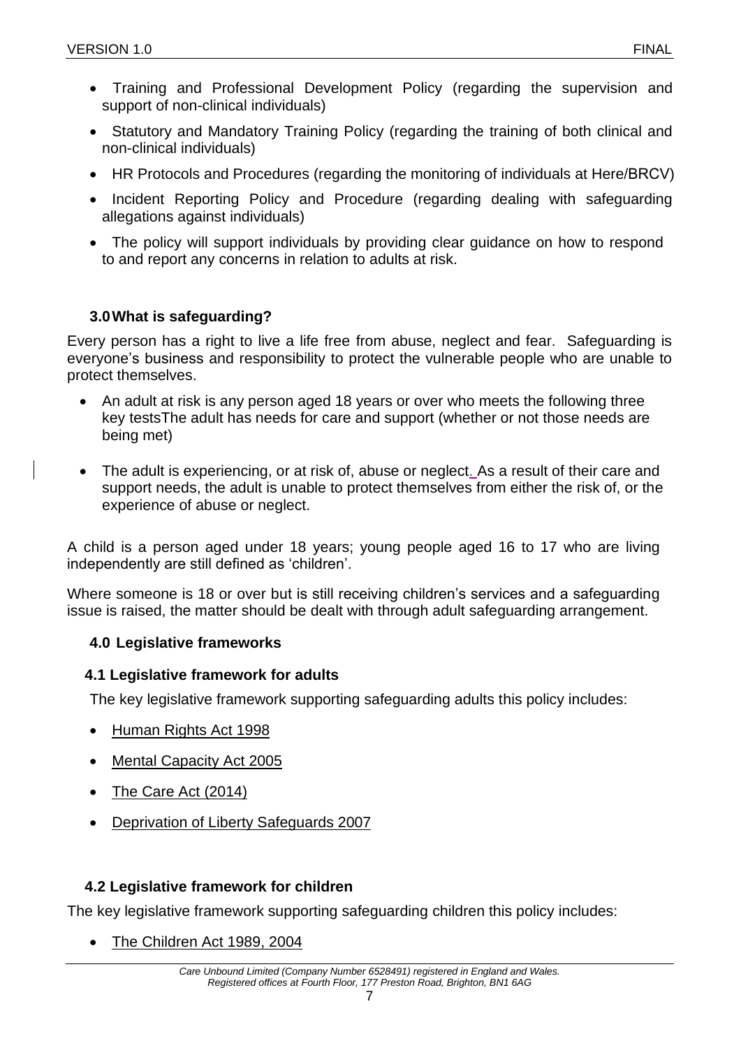- Training and Professional Development Policy (regarding the supervision and support of non-clinical individuals)
- Statutory and Mandatory Training Policy (regarding the training of both clinical and non-clinical individuals)
- HR Protocols and Procedures (regarding the monitoring of individuals at Here/BRCV)
- Incident Reporting Policy and Procedure (regarding dealing with safeguarding allegations against individuals)
- The policy will support individuals by providing clear guidance on how to respond to and report any concerns in relation to adults at risk.

### 3.0 What is safeguarding?

Every person has a right to live a life free from abuse, neglect and fear. Safeguarding is everyone's business and responsibility to protect the vulnerable people who are unable to protect themselves.

- An adult at risk is any person aged 18 years or over who meets the following three key testsThe adult has needs for care and support (whether or not those needs are being met)
- The adult is experiencing, or at risk of, abuse or neglect. As a result of their care and support needs, the adult is unable to protect themselves from either the risk of, or the experience of abuse or neglect.

A child is a person aged under 18 years; young people aged 16 to 17 who are living independently are still defined as 'children'.

Where someone is 18 or over but is still receiving children's services and a safeguarding issue is raised, the matter should be dealt with through adult safeguarding arrangement.

### 4.0 Legislative frameworks

#### 4.1 Legislative framework for adults

The key legislative framework supporting safeguarding adults this policy includes:

- Human Rights Act 1998
- Mental Capacity Act 2005
- The Care Act (2014)
- Deprivation of Liberty Safeguards 2007

#### 4.2 Legislative framework for children

The key legislative framework supporting safeguarding children this policy includes:

- The Children Act 1989, 2004

*Care Unbound Limited (Company Number 6528491) registered in England and Wales. Registered offices at Fourth Floor, 177 Preston Road, Brighton, BN1 6AG*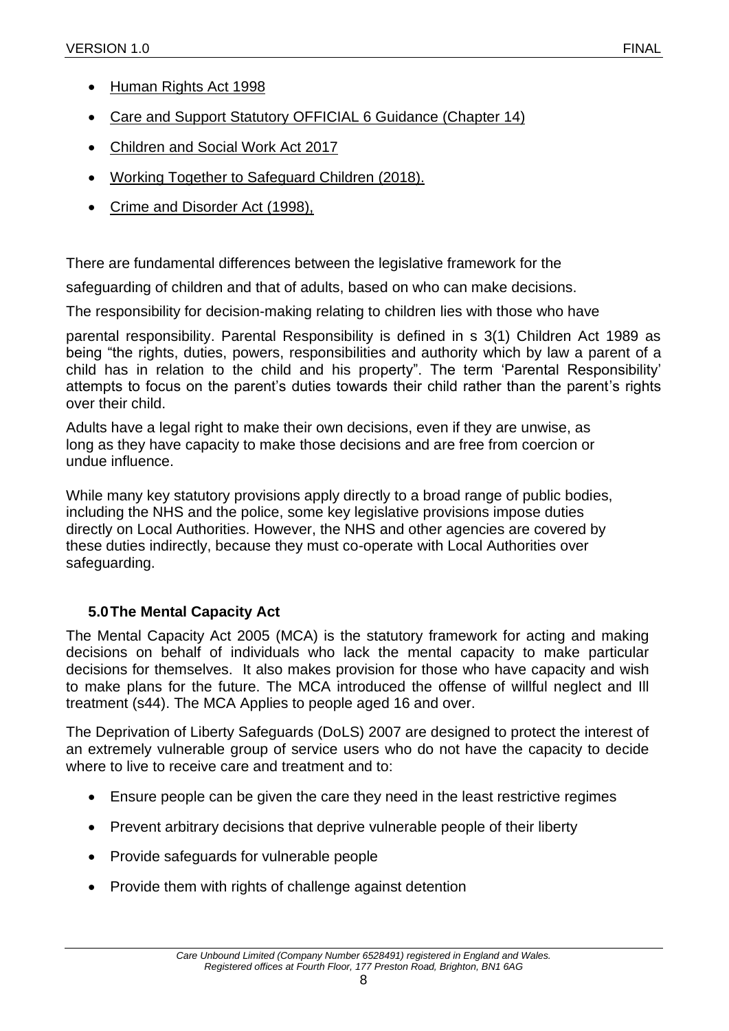- Human Rights Act 1998
- Care and Support Statutory OFFICIAL 6 Guidance (Chapter 14)
- Children and Social Work Act 2017
- Working Together to Safeguard Children (2018).
- Crime and Disorder Act (1998),

There are fundamental differences between the legislative framework for the safeguarding of children and that of adults, based on who can make decisions.

The responsibility for decision-making relating to children lies with those who have parental responsibility. Parental Responsibility is defined in s 3(1) Children Act 1989 as being "the rights, duties, powers, responsibilities and authority which by law a parent of a child has in relation to the child and his property". The term 'Parental Responsibility' attempts to focus on the parent's duties towards their child rather than the parent's rights over their child.

Adults have a legal right to make their own decisions, even if they are unwise, as long as they have capacity to make those decisions and are free from coercion or undue influence.

While many key statutory provisions apply directly to a broad range of public bodies, including the NHS and the police, some key legislative provisions impose duties directly on Local Authorities. However, the NHS and other agencies are covered by these duties indirectly, because they must co-operate with Local Authorities over safeguarding.

## 5.0 The Mental Capacity Act

The Mental Capacity Act 2005 (MCA) is the statutory framework for acting and making decisions on behalf of individuals who lack the mental capacity to make particular decisions for themselves. It also makes provision for those who have capacity and wish to make plans for the future. The MCA introduced the offense of willful neglect and Ill treatment (s44). The MCA Applies to people aged 16 and over.

The Deprivation of Liberty Safeguards (DoLS) 2007 are designed to protect the interest of an extremely vulnerable group of service users who do not have the capacity to decide where to live to receive care and treatment and to:

- Ensure people can be given the care they need in the least restrictive regimes
- Prevent arbitrary decisions that deprive vulnerable people of their liberty
- Provide safeguards for vulnerable people
- Provide them with rights of challenge against detention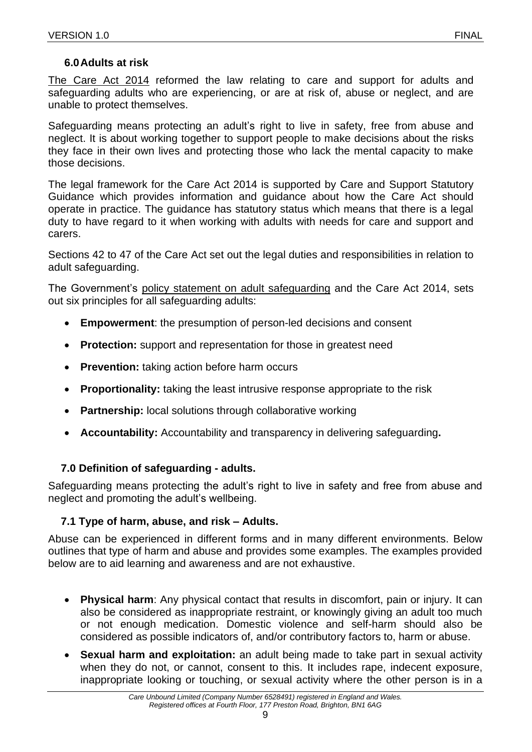## 6.0 Adults at risk

The Care Act 2014 reformed the law relating to care and support for adults and safeguarding adults who are experiencing, or are at risk of, abuse or neglect, and are unable to protect themselves.

Safeguarding means protecting an adult's right to live in safety, free from abuse and neglect. It is about working together to support people to make decisions about the risks they face in their own lives and protecting those who lack the mental capacity to make those decisions.

The legal framework for the Care Act 2014 is supported by Care and Support Statutory Guidance which provides information and guidance about how the Care Act should operate in practice. The guidance has statutory status which means that there is a legal duty to have regard to it when working with adults with needs for care and support and carers.

Sections 42 to 47 of the Care Act set out the legal duties and responsibilities in relation to adult safeguarding.

The Government's policy statement on adult safeguarding and the Care Act 2014, sets out six principles for all safeguarding adults:

- **Empowerment**: the presumption of person-led decisions and consent
- **Protection:** support and representation for those in greatest need
- **Prevention:** taking action before harm occurs
- **Proportionality:** taking the least intrusive response appropriate to the risk
- **Partnership:** local solutions through collaborative working
- **Accountability:** Accountability and transparency in delivering safeguarding**.**

## 7.0 Definition of safeguarding - adults.

Safeguarding means protecting the adult's right to live in safety and free from abuse and neglect and promoting the adult's wellbeing.

### 7.1 Type of harm, abuse, and risk – Adults.

Abuse can be experienced in different forms and in many different environments. Below outlines that type of harm and abuse and provides some examples. The examples provided below are to aid learning and awareness and are not exhaustive.

- **Physical harm**: Any physical contact that results in discomfort, pain or injury. It can also be considered as inappropriate restraint, or knowingly giving an adult too much or not enough medication. Domestic violence and self-harm should also be considered as possible indicators of, and/or contributory factors to, harm or abuse.
- **Sexual harm and exploitation:** an adult being made to take part in sexual activity when they do not, or cannot, consent to this. It includes rape, indecent exposure, inappropriate looking or touching, or sexual activity where the other person is in a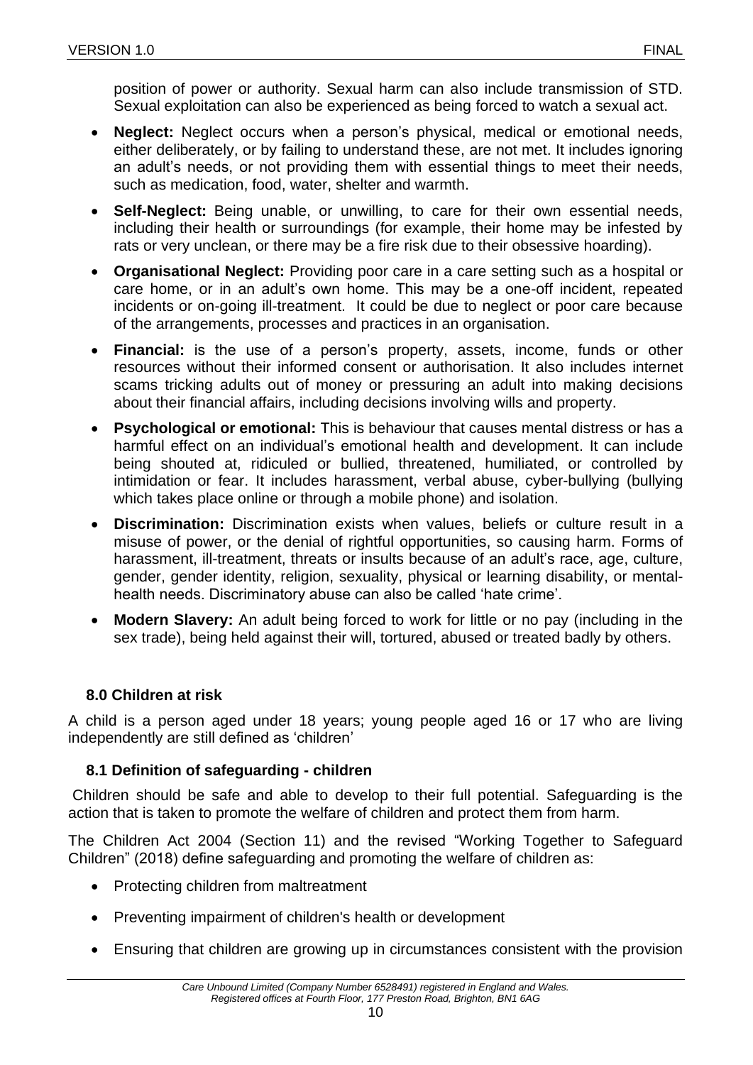position of power or authority. Sexual harm can also include transmission of STD. Sexual exploitation can also be experienced as being forced to watch a sexual act.

- **Neglect:** Neglect occurs when a person's physical, medical or emotional needs, either deliberately, or by failing to understand these, are not met. It includes ignoring an adult's needs, or not providing them with essential things to meet their needs, such as medication, food, water, shelter and warmth.
- **Self-Neglect:** Being unable, or unwilling, to care for their own essential needs, including their health or surroundings (for example, their home may be infested by rats or very unclean, or there may be a fire risk due to their obsessive hoarding).
- **Organisational Neglect:** Providing poor care in a care setting such as a hospital or care home, or in an adult's own home. This may be a one-off incident, repeated incidents or on-going ill-treatment. It could be due to neglect or poor care because of the arrangements, processes and practices in an organisation.
- **Financial:** is the use of a person's property, assets, income, funds or other resources without their informed consent or authorisation. It also includes internet scams tricking adults out of money or pressuring an adult into making decisions about their financial affairs, including decisions involving wills and property.
- **Psychological or emotional:** This is behaviour that causes mental distress or has a harmful effect on an individual's emotional health and development. It can include being shouted at, ridiculed or bullied, threatened, humiliated, or controlled by intimidation or fear. It includes harassment, verbal abuse, cyber-bullying (bullying which takes place online or through a mobile phone) and isolation.
- **Discrimination:** Discrimination exists when values, beliefs or culture result in a misuse of power, or the denial of rightful opportunities, so causing harm. Forms of harassment, ill-treatment, threats or insults because of an adult's race, age, culture, gender, gender identity, religion, sexuality, physical or learning disability, or mental-health needs. Discriminatory abuse can also be called 'hate crime'.
- **Modern Slavery:** An adult being forced to work for little or no pay (including in the sex trade), being held against their will, tortured, abused or treated badly by others.

## 8.0 Children at risk

A child is a person aged under 18 years; young people aged 16 or 17 who are living independently are still defined as 'children'

### 8.1 Definition of safeguarding - children

Children should be safe and able to develop to their full potential. Safeguarding is the action that is taken to promote the welfare of children and protect them from harm.

The Children Act 2004 (Section 11) and the revised "Working Together to Safeguard Children" (2018) define safeguarding and promoting the welfare of children as:

- Protecting children from maltreatment
- Preventing impairment of children's health or development
- Ensuring that children are growing up in circumstances consistent with the provision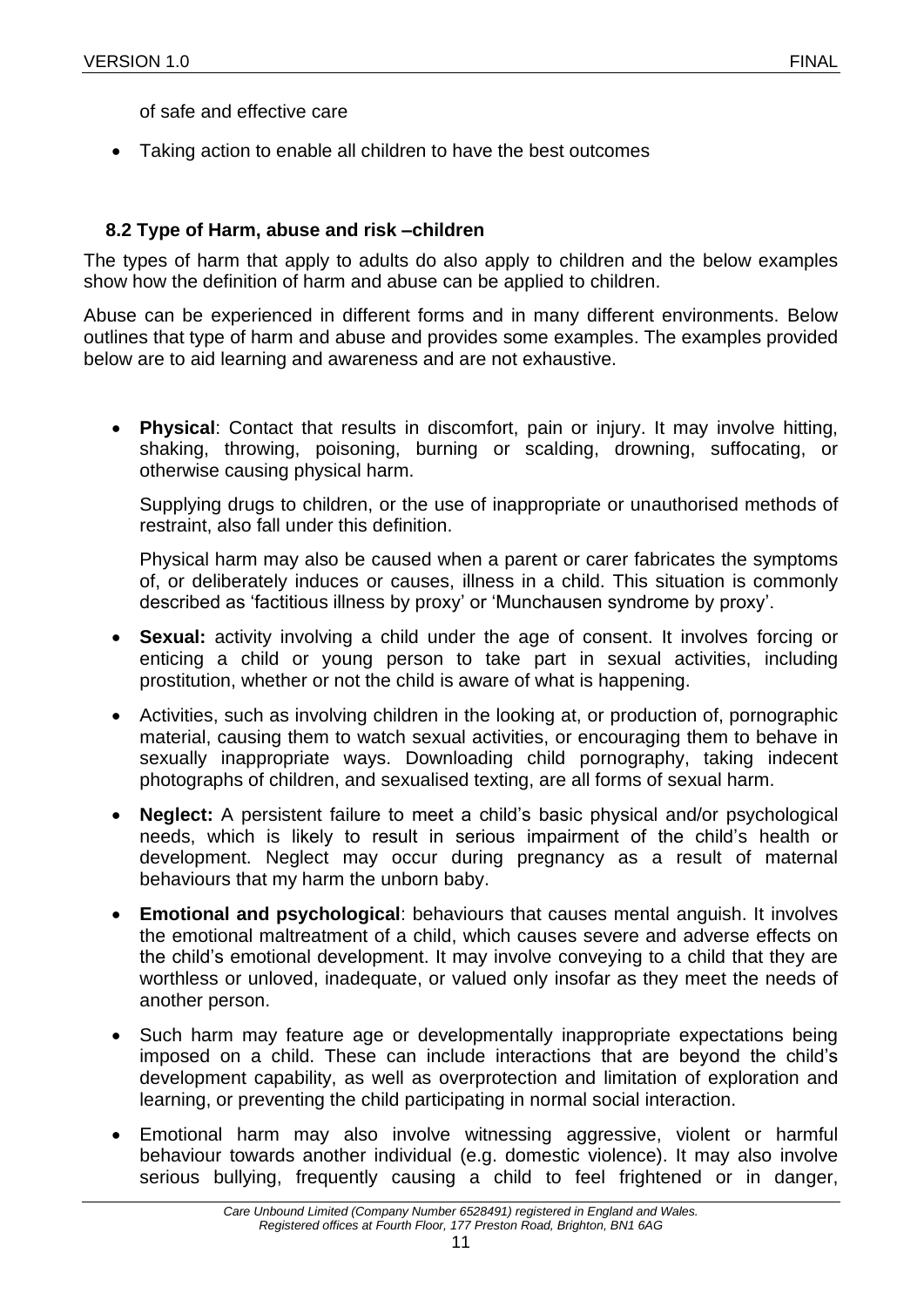of safe and effective care

- Taking action to enable all children to have the best outcomes

### 8.2 Type of Harm, abuse and risk –children

The types of harm that apply to adults do also apply to children and the below examples show how the definition of harm and abuse can be applied to children.

Abuse can be experienced in different forms and in many different environments. Below outlines that type of harm and abuse and provides some examples. The examples provided below are to aid learning and awareness and are not exhaustive.

- **Physical**: Contact that results in discomfort, pain or injury. It may involve hitting, shaking, throwing, poisoning, burning or scalding, drowning, suffocating, or otherwise causing physical harm.

  Supplying drugs to children, or the use of inappropriate or unauthorised methods of restraint, also fall under this definition.

  Physical harm may also be caused when a parent or carer fabricates the symptoms of, or deliberately induces or causes, illness in a child. This situation is commonly described as 'factitious illness by proxy' or 'Munchausen syndrome by proxy'.

- **Sexual:** activity involving a child under the age of consent. It involves forcing or enticing a child or young person to take part in sexual activities, including prostitution, whether or not the child is aware of what is happening.
- Activities, such as involving children in the looking at, or production of, pornographic material, causing them to watch sexual activities, or encouraging them to behave in sexually inappropriate ways. Downloading child pornography, taking indecent photographs of children, and sexualised texting, are all forms of sexual harm.
- **Neglect:** A persistent failure to meet a child's basic physical and/or psychological needs, which is likely to result in serious impairment of the child's health or development. Neglect may occur during pregnancy as a result of maternal behaviours that my harm the unborn baby.
- **Emotional and psychological**: behaviours that causes mental anguish. It involves the emotional maltreatment of a child, which causes severe and adverse effects on the child's emotional development. It may involve conveying to a child that they are worthless or unloved, inadequate, or valued only insofar as they meet the needs of another person.
- Such harm may feature age or developmentally inappropriate expectations being imposed on a child. These can include interactions that are beyond the child's development capability, as well as overprotection and limitation of exploration and learning, or preventing the child participating in normal social interaction.
- Emotional harm may also involve witnessing aggressive, violent or harmful behaviour towards another individual (e.g. domestic violence). It may also involve serious bullying, frequently causing a child to feel frightened or in danger,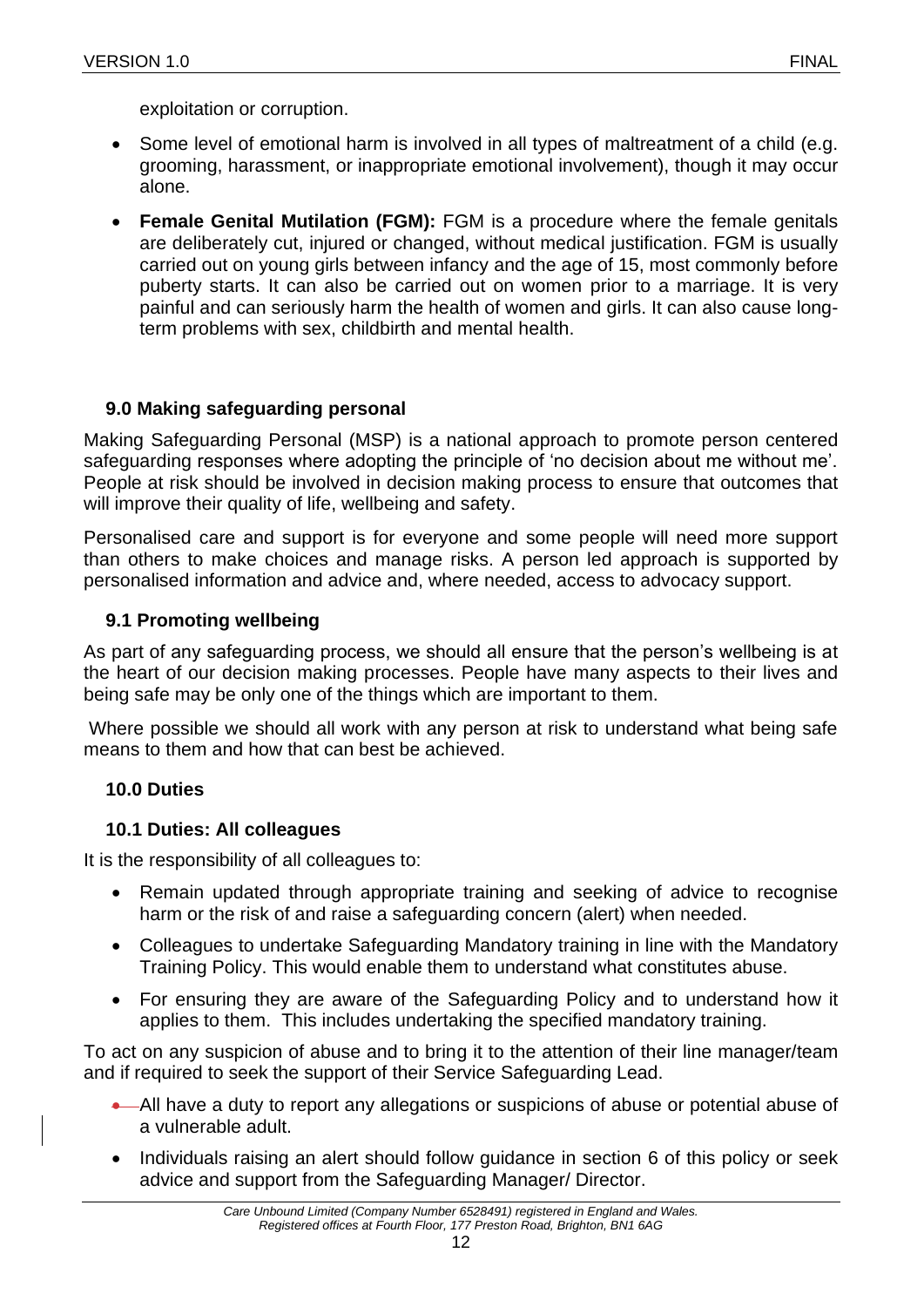exploitation or corruption.

- Some level of emotional harm is involved in all types of maltreatment of a child (e.g. grooming, harassment, or inappropriate emotional involvement), though it may occur alone.
- **Female Genital Mutilation (FGM):** FGM is a procedure where the female genitals are deliberately cut, injured or changed, without medical justification. FGM is usually carried out on young girls between infancy and the age of 15, most commonly before puberty starts. It can also be carried out on women prior to a marriage. It is very painful and can seriously harm the health of women and girls. It can also cause long-term problems with sex, childbirth and mental health.

## 9.0 Making safeguarding personal

Making Safeguarding Personal (MSP) is a national approach to promote person centered safeguarding responses where adopting the principle of 'no decision about me without me'. People at risk should be involved in decision making process to ensure that outcomes that will improve their quality of life, wellbeing and safety.

Personalised care and support is for everyone and some people will need more support than others to make choices and manage risks. A person led approach is supported by personalised information and advice and, where needed, access to advocacy support.

### 9.1 Promoting wellbeing

As part of any safeguarding process, we should all ensure that the person's wellbeing is at the heart of our decision making processes. People have many aspects to their lives and being safe may be only one of the things which are important to them.

Where possible we should all work with any person at risk to understand what being safe means to them and how that can best be achieved.

## 10.0 Duties

### 10.1 Duties: All colleagues

It is the responsibility of all colleagues to:

- Remain updated through appropriate training and seeking of advice to recognise harm or the risk of and raise a safeguarding concern (alert) when needed.
- Colleagues to undertake Safeguarding Mandatory training in line with the Mandatory Training Policy. This would enable them to understand what constitutes abuse.
- For ensuring they are aware of the Safeguarding Policy and to understand how it applies to them. This includes undertaking the specified mandatory training.

To act on any suspicion of abuse and to bring it to the attention of their line manager/team and if required to seek the support of their Service Safeguarding Lead.

- All have a duty to report any allegations or suspicions of abuse or potential abuse of a vulnerable adult.
- Individuals raising an alert should follow guidance in section 6 of this policy or seek advice and support from the Safeguarding Manager/ Director.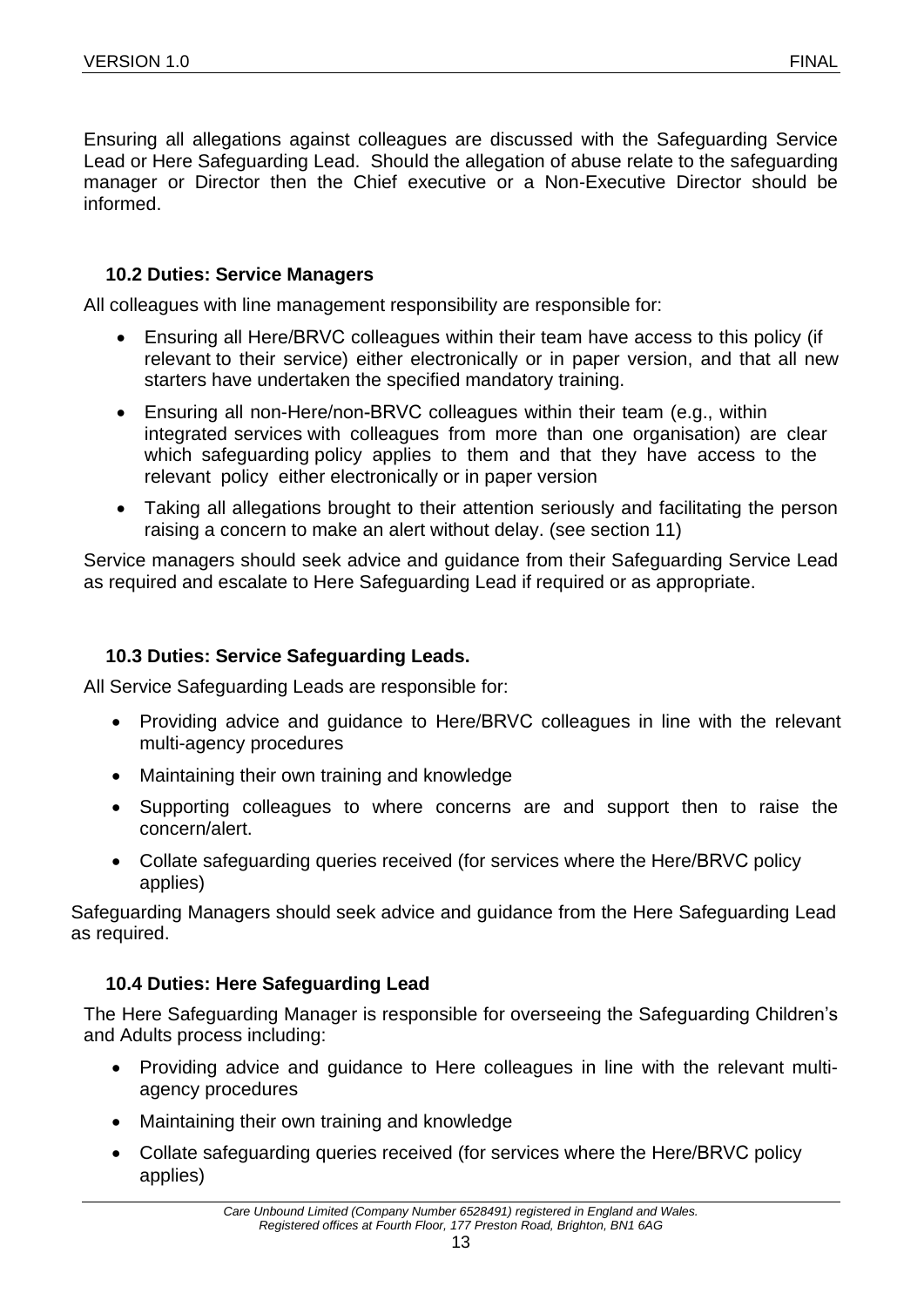Ensuring all allegations against colleagues are discussed with the Safeguarding Service Lead or Here Safeguarding Lead. Should the allegation of abuse relate to the safeguarding manager or Director then the Chief executive or a Non-Executive Director should be informed.

### 10.2 Duties: Service Managers

All colleagues with line management responsibility are responsible for:

- Ensuring all Here/BRVC colleagues within their team have access to this policy (if relevant to their service) either electronically or in paper version, and that all new starters have undertaken the specified mandatory training.
- Ensuring all non-Here/non-BRVC colleagues within their team (e.g., within integrated services with colleagues from more than one organisation) are clear which safeguarding policy applies to them and that they have access to the relevant policy either electronically or in paper version
- Taking all allegations brought to their attention seriously and facilitating the person raising a concern to make an alert without delay. (see section 11)

Service managers should seek advice and guidance from their Safeguarding Service Lead as required and escalate to Here Safeguarding Lead if required or as appropriate.

### 10.3 Duties: Service Safeguarding Leads.

All Service Safeguarding Leads are responsible for:

- Providing advice and guidance to Here/BRVC colleagues in line with the relevant multi-agency procedures
- Maintaining their own training and knowledge
- Supporting colleagues to where concerns are and support then to raise the concern/alert.
- Collate safeguarding queries received (for services where the Here/BRVC policy applies)

Safeguarding Managers should seek advice and guidance from the Here Safeguarding Lead as required.

### 10.4 Duties: Here Safeguarding Lead

The Here Safeguarding Manager is responsible for overseeing the Safeguarding Children's and Adults process including:

- Providing advice and guidance to Here colleagues in line with the relevant multi-agency procedures
- Maintaining their own training and knowledge
- Collate safeguarding queries received (for services where the Here/BRVC policy applies)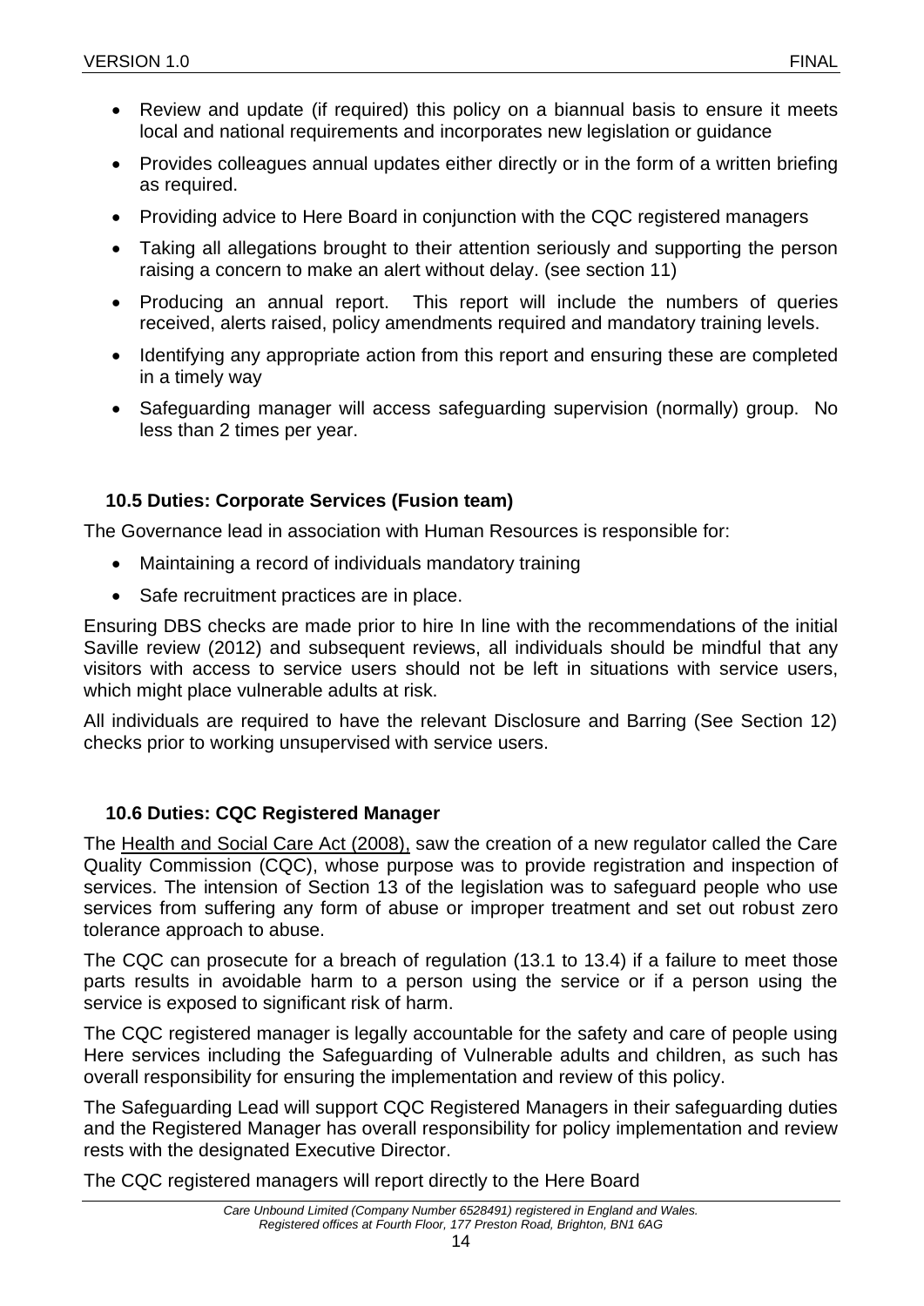- Review and update (if required) this policy on a biannual basis to ensure it meets local and national requirements and incorporates new legislation or guidance
- Provides colleagues annual updates either directly or in the form of a written briefing as required.
- Providing advice to Here Board in conjunction with the CQC registered managers
- Taking all allegations brought to their attention seriously and supporting the person raising a concern to make an alert without delay. (see section 11)
- Producing an annual report. This report will include the numbers of queries received, alerts raised, policy amendments required and mandatory training levels.
- Identifying any appropriate action from this report and ensuring these are completed in a timely way
- Safeguarding manager will access safeguarding supervision (normally) group. No less than 2 times per year.

### 10.5 Duties: Corporate Services (Fusion team)

The Governance lead in association with Human Resources is responsible for:

- Maintaining a record of individuals mandatory training
- Safe recruitment practices are in place.

Ensuring DBS checks are made prior to hire In line with the recommendations of the initial Saville review (2012) and subsequent reviews, all individuals should be mindful that any visitors with access to service users should not be left in situations with service users, which might place vulnerable adults at risk.

All individuals are required to have the relevant Disclosure and Barring (See Section 12) checks prior to working unsupervised with service users.

### 10.6 Duties: CQC Registered Manager

The Health and Social Care Act (2008), saw the creation of a new regulator called the Care Quality Commission (CQC), whose purpose was to provide registration and inspection of services. The intension of Section 13 of the legislation was to safeguard people who use services from suffering any form of abuse or improper treatment and set out robust zero tolerance approach to abuse.

The CQC can prosecute for a breach of regulation (13.1 to 13.4) if a failure to meet those parts results in avoidable harm to a person using the service or if a person using the service is exposed to significant risk of harm.

The CQC registered manager is legally accountable for the safety and care of people using Here services including the Safeguarding of Vulnerable adults and children, as such has overall responsibility for ensuring the implementation and review of this policy.

The Safeguarding Lead will support CQC Registered Managers in their safeguarding duties and the Registered Manager has overall responsibility for policy implementation and review rests with the designated Executive Director.

The CQC registered managers will report directly to the Here Board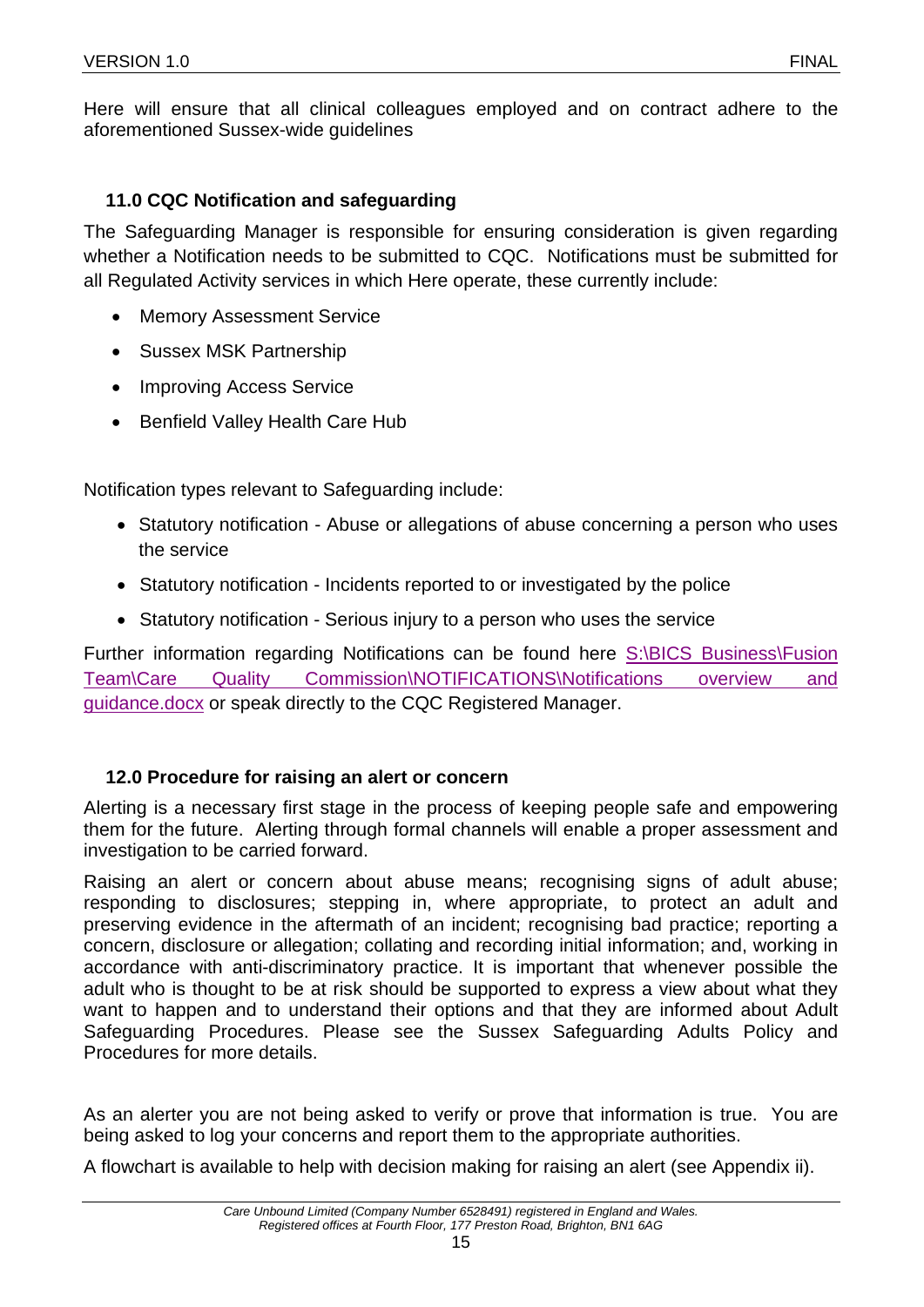Here will ensure that all clinical colleagues employed and on contract adhere to the aforementioned Sussex-wide guidelines

## 11.0 CQC Notification and safeguarding

The Safeguarding Manager is responsible for ensuring consideration is given regarding whether a Notification needs to be submitted to CQC. Notifications must be submitted for all Regulated Activity services in which Here operate, these currently include:

- Memory Assessment Service
- Sussex MSK Partnership
- Improving Access Service
- Benfield Valley Health Care Hub

Notification types relevant to Safeguarding include:

- Statutory notification - Abuse or allegations of abuse concerning a person who uses the service
- Statutory notification - Incidents reported to or investigated by the police
- Statutory notification - Serious injury to a person who uses the service

Further information regarding Notifications can be found here S:\BICS Business\Fusion Team\Care Quality Commission\NOTIFICATIONS\Notifications overview and guidance.docx or speak directly to the CQC Registered Manager.

## 12.0 Procedure for raising an alert or concern

Alerting is a necessary first stage in the process of keeping people safe and empowering them for the future. Alerting through formal channels will enable a proper assessment and investigation to be carried forward.

Raising an alert or concern about abuse means; recognising signs of adult abuse; responding to disclosures; stepping in, where appropriate, to protect an adult and preserving evidence in the aftermath of an incident; recognising bad practice; reporting a concern, disclosure or allegation; collating and recording initial information; and, working in accordance with anti-discriminatory practice. It is important that whenever possible the adult who is thought to be at risk should be supported to express a view about what they want to happen and to understand their options and that they are informed about Adult Safeguarding Procedures. Please see the Sussex Safeguarding Adults Policy and Procedures for more details.

As an alerter you are not being asked to verify or prove that information is true. You are being asked to log your concerns and report them to the appropriate authorities.

A flowchart is available to help with decision making for raising an alert (see Appendix ii).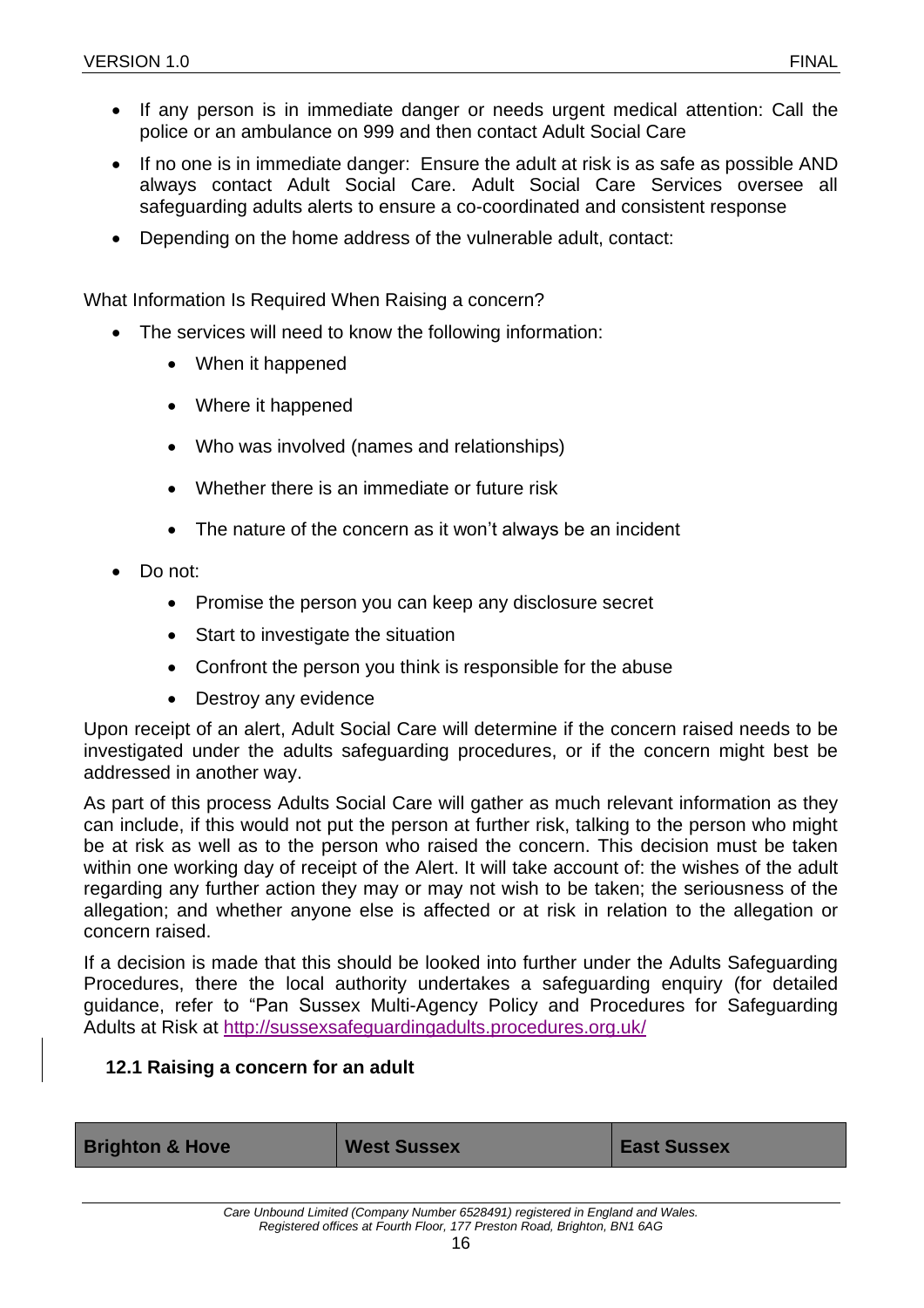- If any person is in immediate danger or needs urgent medical attention: Call the police or an ambulance on 999 and then contact Adult Social Care
- If no one is in immediate danger: Ensure the adult at risk is as safe as possible AND always contact Adult Social Care. Adult Social Care Services oversee all safeguarding adults alerts to ensure a co-coordinated and consistent response
- Depending on the home address of the vulnerable adult, contact:

What Information Is Required When Raising a concern?

- The services will need to know the following information:
  - When it happened
  - Where it happened
  - Who was involved (names and relationships)
  - Whether there is an immediate or future risk
  - The nature of the concern as it won't always be an incident
- Do not:
  - Promise the person you can keep any disclosure secret
  - Start to investigate the situation
  - Confront the person you think is responsible for the abuse
  - Destroy any evidence

Upon receipt of an alert, Adult Social Care will determine if the concern raised needs to be investigated under the adults safeguarding procedures, or if the concern might best be addressed in another way.

As part of this process Adults Social Care will gather as much relevant information as they can include, if this would not put the person at further risk, talking to the person who might be at risk as well as to the person who raised the concern. This decision must be taken within one working day of receipt of the Alert. It will take account of: the wishes of the adult regarding any further action they may or may not wish to be taken; the seriousness of the allegation; and whether anyone else is affected or at risk in relation to the allegation or concern raised.

If a decision is made that this should be looked into further under the Adults Safeguarding Procedures, there the local authority undertakes a safeguarding enquiry (for detailed guidance, refer to "Pan Sussex Multi-Agency Policy and Procedures for Safeguarding Adults at Risk at http://sussexsafeguardingadults.procedures.org.uk/

### 12.1 Raising a concern for an adult

| Brighton & Hove | West Sussex | East Sussex |
| --- | --- | --- |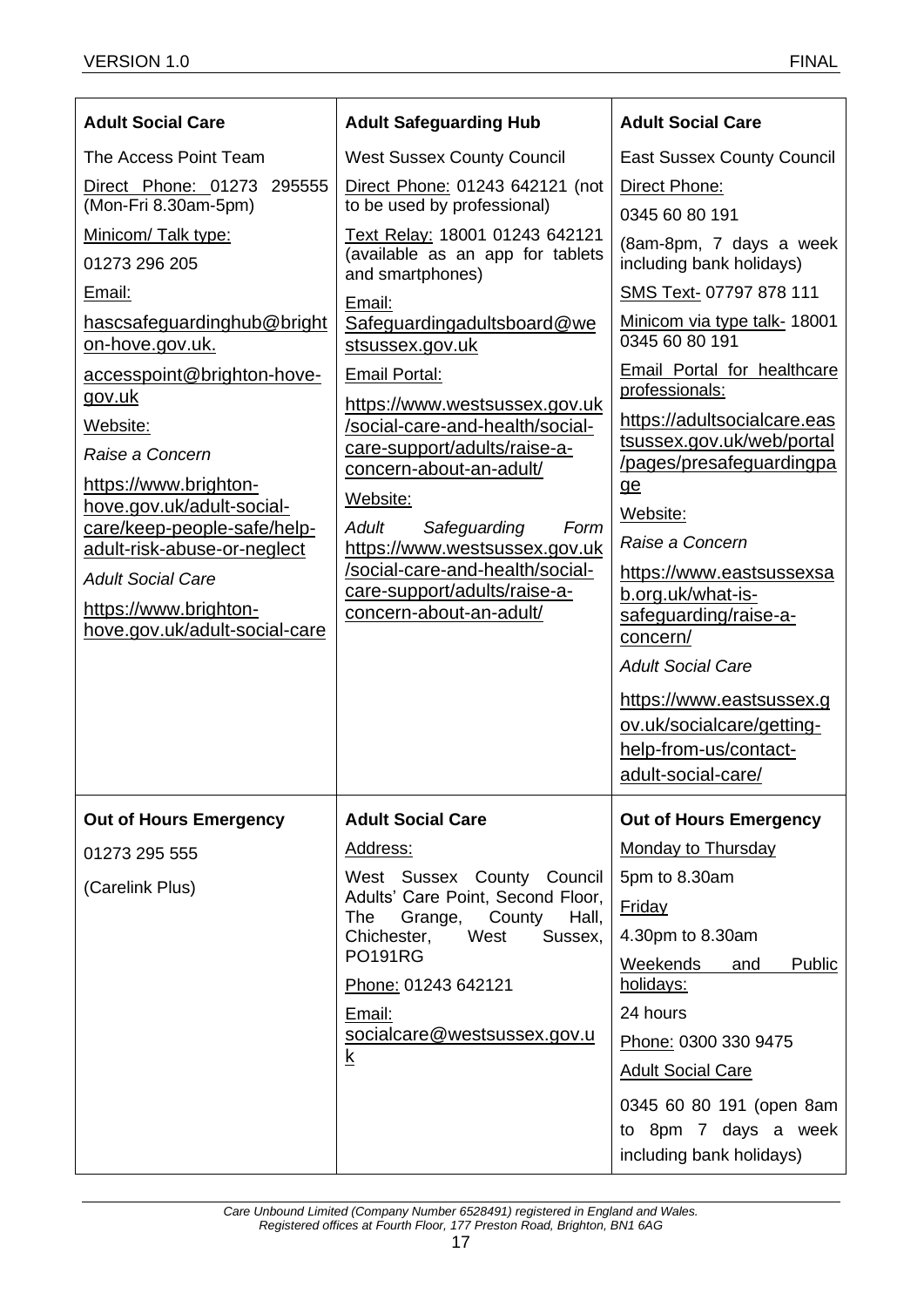| **Adult Social Care** | **Adult Safeguarding Hub** | **Adult Social Care** |
|---|---|---|
| The Access Point Team<br><br>Direct Phone: 01273 295555 (Mon-Fri 8.30am-5pm)<br><br>Minicom/ Talk type:<br>01273 296 205<br><br>Email:<br>hascsafeguardinghub@brighton-hove.gov.uk.<br>accesspoint@brighton-hove-gov.uk<br><br>Website:<br>*Raise a Concern*<br>https://www.brighton-hove.gov.uk/adult-social-care/keep-people-safe/help-adult-risk-abuse-or-neglect<br>*Adult Social Care*<br>https://www.brighton-hove.gov.uk/adult-social-care | West Sussex County Council<br><br>Direct Phone: 01243 642121 (not to be used by professional)<br><br>Text Relay: 18001 01243 642121 (available as an app for tablets and smartphones)<br><br>Email:<br>Safeguardingadultsboard@westsussex.gov.uk<br><br>Email Portal:<br>https://www.westsussex.gov.uk/social-care-and-health/social-care-support/adults/raise-a-concern-about-an-adult/<br><br>Website:<br>*Adult Safeguarding Form*<br>https://www.westsussex.gov.uk/social-care-and-health/social-care-support/adults/raise-a-concern-about-an-adult/ | East Sussex County Council<br><br>Direct Phone:<br>0345 60 80 191<br>(8am-8pm, 7 days a week including bank holidays)<br><br>SMS Text- 07797 878 111<br><br>Minicom via type talk- 18001 0345 60 80 191<br><br>Email Portal for healthcare professionals:<br>https://adultsocialcare.eastsussex.gov.uk/web/portal/pages/presafeguardingpage<br><br>Website:<br>*Raise a Concern*<br>https://www.eastsussexsab.org.uk/what-is-safeguarding/raise-a-concern/<br>*Adult Social Care*<br>https://www.eastsussex.gov.uk/socialcare/getting-help-from-us/contact-adult-social-care/ |
| **Out of Hours Emergency** | **Adult Social Care** | **Out of Hours Emergency** |
| 01273 295 555<br><br>(Carelink Plus) | Address:<br>West Sussex County Council Adults' Care Point, Second Floor, The Grange, County Hall, Chichester, West Sussex, PO191RG<br><br>Phone: 01243 642121<br><br>Email:<br>socialcare@westsussex.gov.uk | Monday to Thursday<br>5pm to 8.30am<br><br>Friday<br>4.30pm to 8.30am<br><br>Weekends and Public holidays:<br>24 hours<br><br>Phone: 0300 330 9475<br><br>Adult Social Care<br>0345 60 80 191 (open 8am to 8pm 7 days a week including bank holidays) |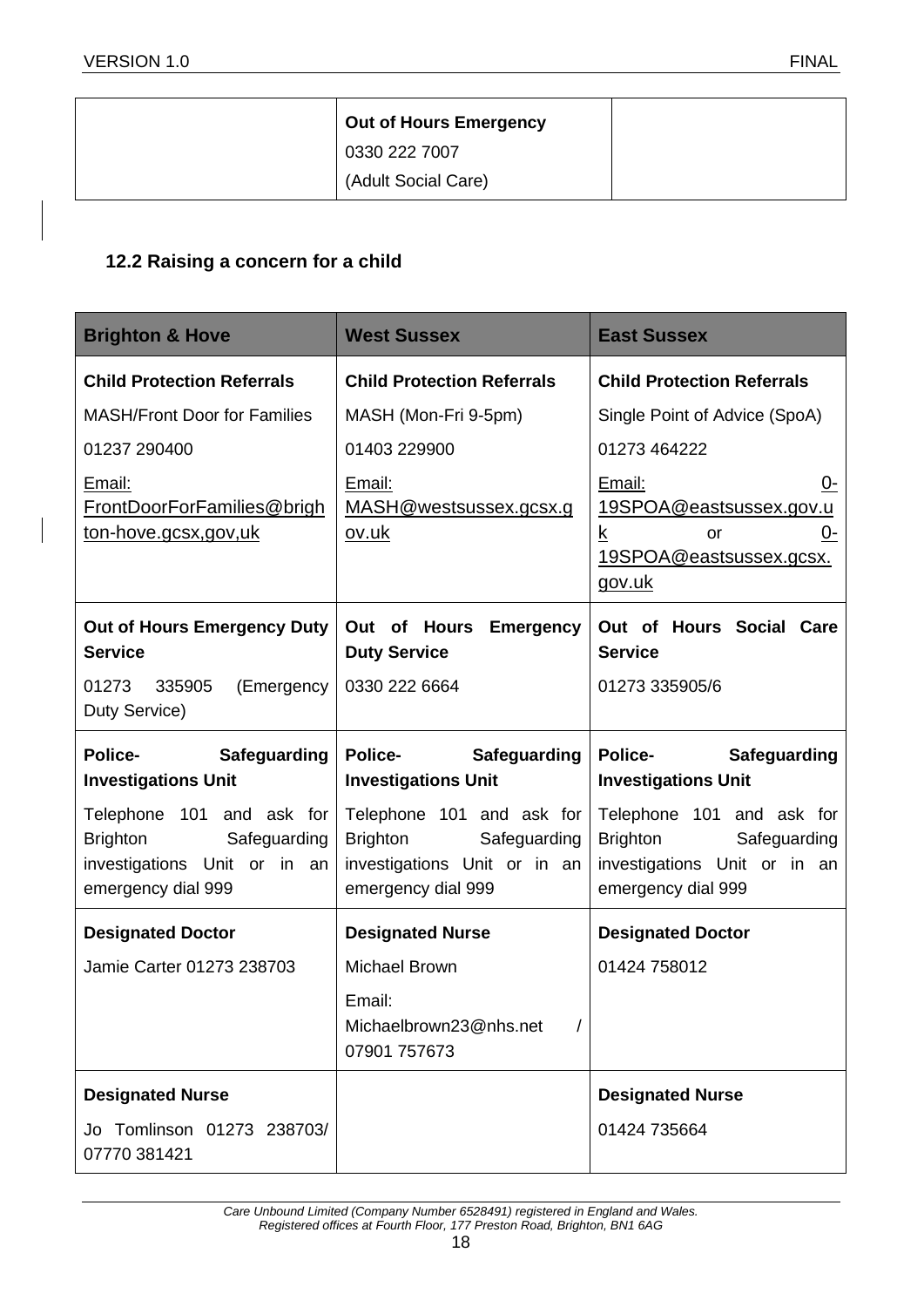| | Out of Hours Emergency<br>0330 222 7007<br>(Adult Social Care) | |
|---|---|---|

## 12.2 Raising a concern for a child

| Brighton & Hove | West Sussex | East Sussex |
|---|---|---|
| **Child Protection Referrals**<br>MASH/Front Door for Families<br>01237 290400<br>Email: FrontDoorForFamilies@brighton-hove.gcsx,gov,uk | **Child Protection Referrals**<br>MASH (Mon-Fri 9-5pm)<br>01403 229900<br>Email: MASH@westsussex.gcsx.gov.uk | **Child Protection Referrals**<br>Single Point of Advice (SpoA)<br>01273 464222<br>Email: 0-19SPOA@eastsussex.gov.uk or 0-19SPOA@eastsussex.gcsx.gov.uk |
| **Out of Hours Emergency Duty Service**<br>01273 335905 (Emergency Duty Service) | **Out of Hours Emergency Duty Service**<br>0330 222 6664 | **Out of Hours Social Care Service**<br>01273 335905/6 |
| **Police- Safeguarding Investigations Unit**<br>Telephone 101 and ask for Brighton Safeguarding investigations Unit or in an emergency dial 999 | **Police- Safeguarding Investigations Unit**<br>Telephone 101 and ask for Brighton Safeguarding investigations Unit or in an emergency dial 999 | **Police- Safeguarding Investigations Unit**<br>Telephone 101 and ask for Brighton Safeguarding investigations Unit or in an emergency dial 999 |
| **Designated Doctor**<br>Jamie Carter 01273 238703 | **Designated Nurse**<br>Michael Brown<br>Email: Michaelbrown23@nhs.net / 07901 757673 | **Designated Doctor**<br>01424 758012 |
| **Designated Nurse**<br>Jo Tomlinson 01273 238703/ 07770 381421 | | **Designated Nurse**<br>01424 735664 |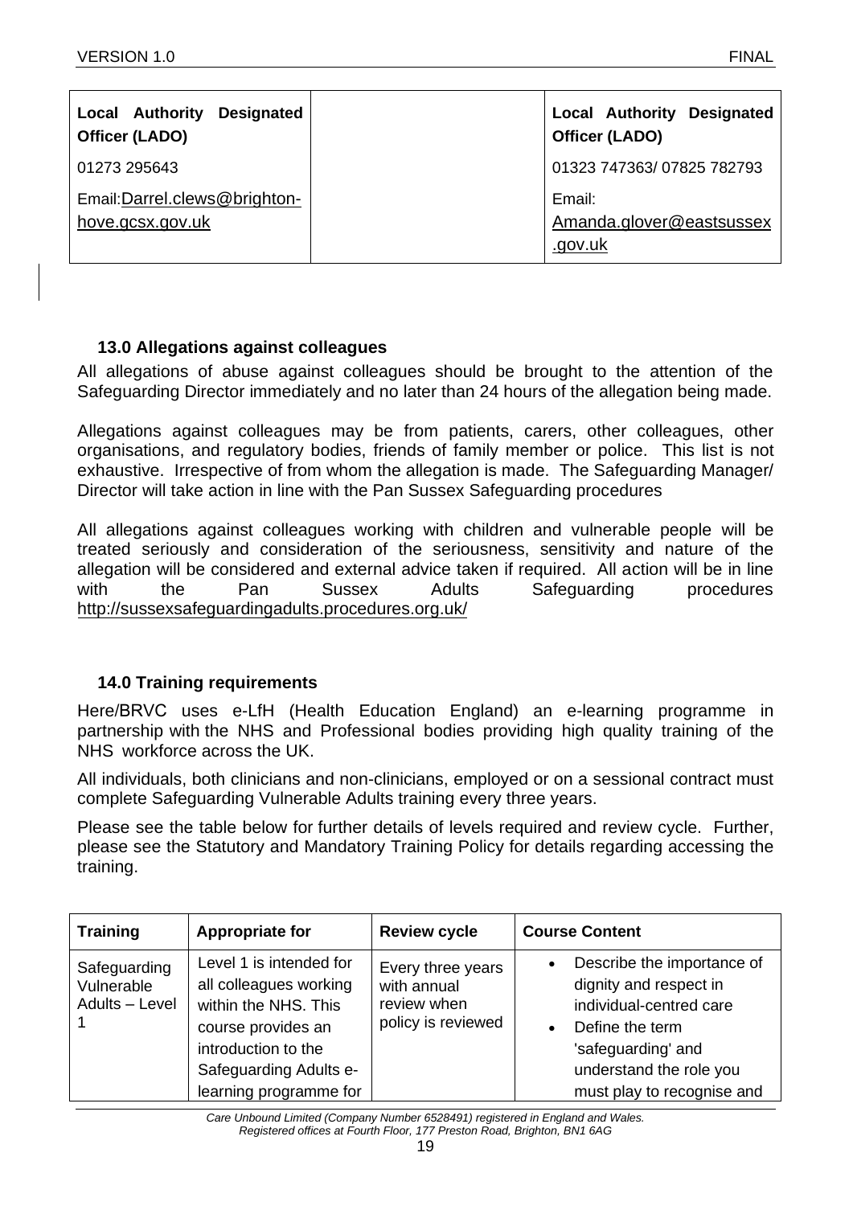| Local Authority Designated Officer (LADO) | | Local Authority Designated Officer (LADO) |
|---|---|---|
| 01273 295643 | | 01323 747363/ 07825 782793 |
| Email:Darrel.clews@brighton-hove.gcsx.gov.uk | | Email: Amanda.glover@eastsussex.gov.uk |

### 13.0 Allegations against colleagues

All allegations of abuse against colleagues should be brought to the attention of the Safeguarding Director immediately and no later than 24 hours of the allegation being made.

Allegations against colleagues may be from patients, carers, other colleagues, other organisations, and regulatory bodies, friends of family member or police. This list is not exhaustive. Irrespective of from whom the allegation is made. The Safeguarding Manager/ Director will take action in line with the Pan Sussex Safeguarding procedures

All allegations against colleagues working with children and vulnerable people will be treated seriously and consideration of the seriousness, sensitivity and nature of the allegation will be considered and external advice taken if required. All action will be in line with the Pan Sussex Adults Safeguarding procedures http://sussexsafeguardingadults.procedures.org.uk/

### 14.0 Training requirements

Here/BRVC uses e-LfH (Health Education England) an e-learning programme in partnership with the NHS and Professional bodies providing high quality training of the NHS workforce across the UK.

All individuals, both clinicians and non-clinicians, employed or on a sessional contract must complete Safeguarding Vulnerable Adults training every three years.

Please see the table below for further details of levels required and review cycle. Further, please see the Statutory and Mandatory Training Policy for details regarding accessing the training.

| Training | Appropriate for | Review cycle | Course Content |
|---|---|---|---|
| Safeguarding Vulnerable Adults – Level 1 | Level 1 is intended for all colleagues working within the NHS. This course provides an introduction to the Safeguarding Adults e-learning programme for | Every three years with annual review when policy is reviewed | • Describe the importance of dignity and respect in individual-centred care<br>• Define the term 'safeguarding' and understand the role you must play to recognise and |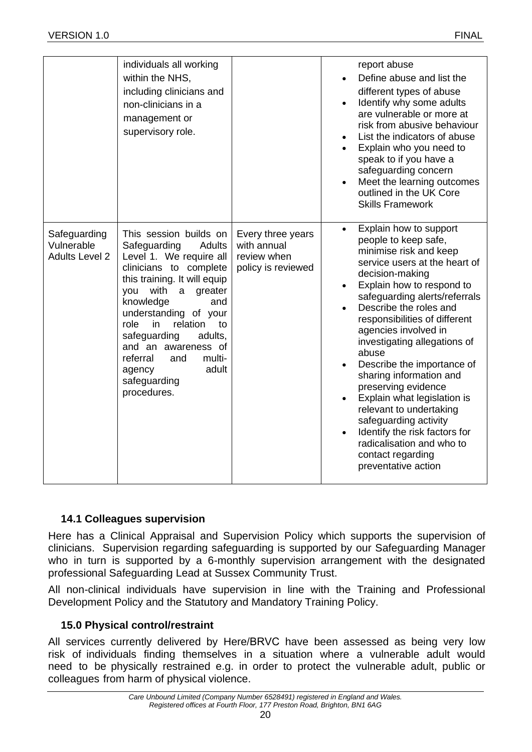| | | | |
|---|---|---|---|
| | individuals all working within the NHS, including clinicians and non-clinicians in a management or supervisory role. | | report abuse<br>• Define abuse and list the different types of abuse<br>• Identify why some adults are vulnerable or more at risk from abusive behaviour<br>• List the indicators of abuse<br>• Explain who you need to speak to if you have a safeguarding concern<br>• Meet the learning outcomes outlined in the UK Core Skills Framework |
| Safeguarding Vulnerable Adults Level 2 | This session builds on Safeguarding Adults Level 1. We require all clinicians to complete this training. It will equip you with a greater knowledge and understanding of your role in relation to safeguarding adults, and an awareness of referral and multi-agency adult safeguarding procedures. | Every three years with annual review when policy is reviewed | • Explain how to support people to keep safe, minimise risk and keep service users at the heart of decision-making<br>• Explain how to respond to safeguarding alerts/referrals<br>• Describe the roles and responsibilities of different agencies involved in investigating allegations of abuse<br>• Describe the importance of sharing information and preserving evidence<br>• Explain what legislation is relevant to undertaking safeguarding activity<br>• Identify the risk factors for radicalisation and who to contact regarding preventative action |

### 14.1 Colleagues supervision

Here has a Clinical Appraisal and Supervision Policy which supports the supervision of clinicians. Supervision regarding safeguarding is supported by our Safeguarding Manager who in turn is supported by a 6-monthly supervision arrangement with the designated professional Safeguarding Lead at Sussex Community Trust.

All non-clinical individuals have supervision in line with the Training and Professional Development Policy and the Statutory and Mandatory Training Policy.

## 15.0 Physical control/restraint

All services currently delivered by Here/BRVC have been assessed as being very low risk of individuals finding themselves in a situation where a vulnerable adult would need to be physically restrained e.g. in order to protect the vulnerable adult, public or colleagues from harm of physical violence.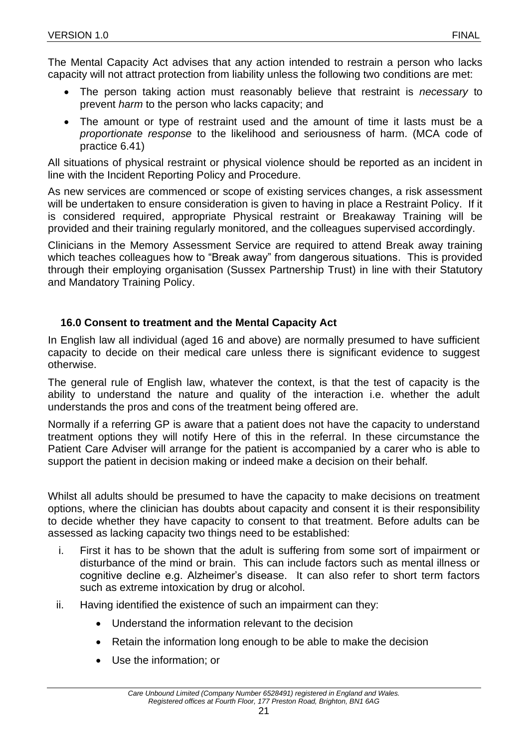The Mental Capacity Act advises that any action intended to restrain a person who lacks capacity will not attract protection from liability unless the following two conditions are met:

- The person taking action must reasonably believe that restraint is *necessary* to prevent *harm* to the person who lacks capacity; and
- The amount or type of restraint used and the amount of time it lasts must be a *proportionate response* to the likelihood and seriousness of harm. (MCA code of practice 6.41)

All situations of physical restraint or physical violence should be reported as an incident in line with the Incident Reporting Policy and Procedure.

As new services are commenced or scope of existing services changes, a risk assessment will be undertaken to ensure consideration is given to having in place a Restraint Policy. If it is considered required, appropriate Physical restraint or Breakaway Training will be provided and their training regularly monitored, and the colleagues supervised accordingly.

Clinicians in the Memory Assessment Service are required to attend Break away training which teaches colleagues how to "Break away" from dangerous situations. This is provided through their employing organisation (Sussex Partnership Trust) in line with their Statutory and Mandatory Training Policy.

## 16.0 Consent to treatment and the Mental Capacity Act

In English law all individual (aged 16 and above) are normally presumed to have sufficient capacity to decide on their medical care unless there is significant evidence to suggest otherwise.

The general rule of English law, whatever the context, is that the test of capacity is the ability to understand the nature and quality of the interaction i.e. whether the adult understands the pros and cons of the treatment being offered are.

Normally if a referring GP is aware that a patient does not have the capacity to understand treatment options they will notify Here of this in the referral. In these circumstance the Patient Care Adviser will arrange for the patient is accompanied by a carer who is able to support the patient in decision making or indeed make a decision on their behalf.

Whilst all adults should be presumed to have the capacity to make decisions on treatment options, where the clinician has doubts about capacity and consent it is their responsibility to decide whether they have capacity to consent to that treatment. Before adults can be assessed as lacking capacity two things need to be established:

i. First it has to be shown that the adult is suffering from some sort of impairment or disturbance of the mind or brain. This can include factors such as mental illness or cognitive decline e.g. Alzheimer's disease. It can also refer to short term factors such as extreme intoxication by drug or alcohol.

ii. Having identified the existence of such an impairment can they:

   - Understand the information relevant to the decision
   - Retain the information long enough to be able to make the decision
   - Use the information; or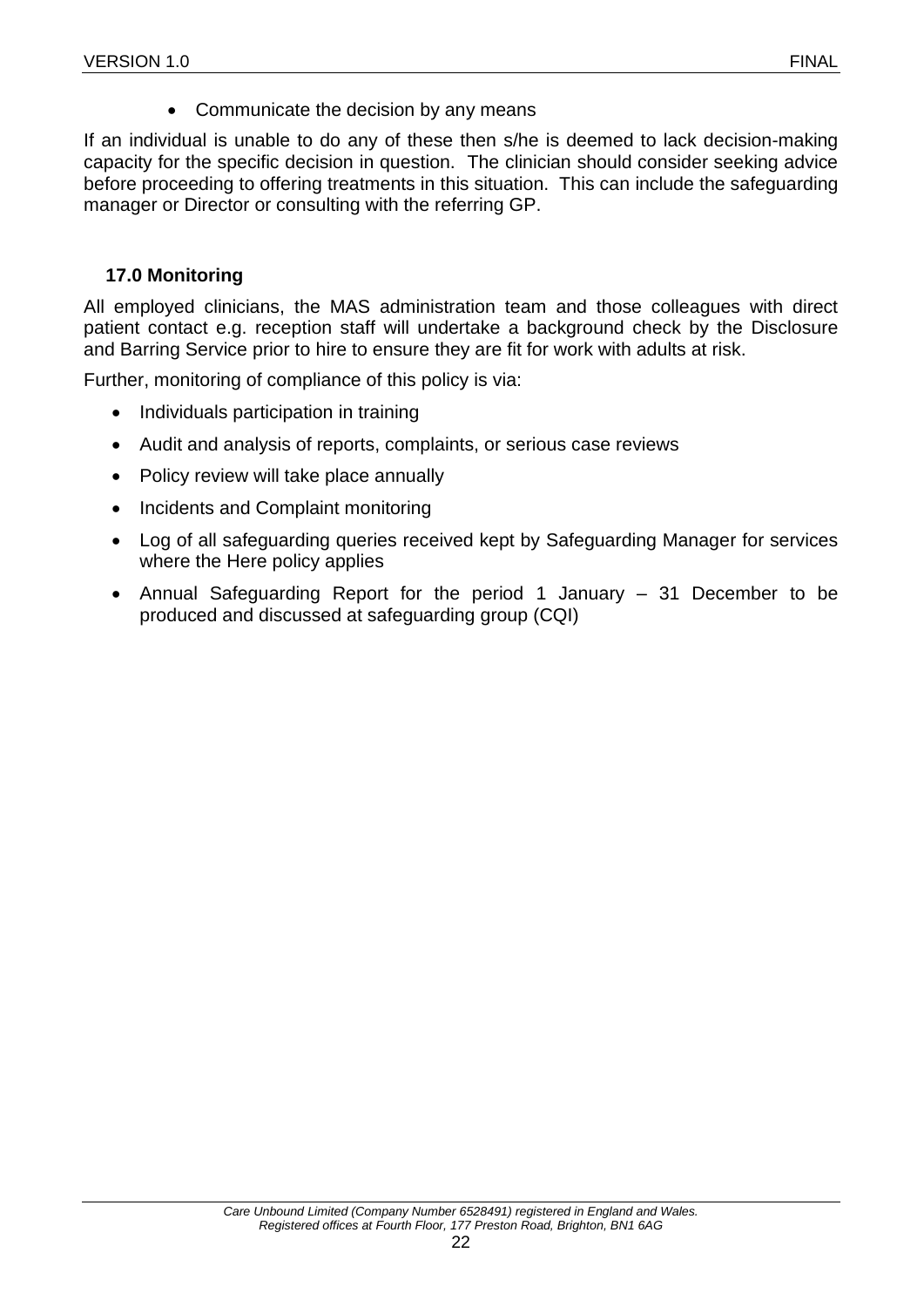- Communicate the decision by any means

If an individual is unable to do any of these then s/he is deemed to lack decision-making capacity for the specific decision in question. The clinician should consider seeking advice before proceeding to offering treatments in this situation. This can include the safeguarding manager or Director or consulting with the referring GP.

## 17.0 Monitoring

All employed clinicians, the MAS administration team and those colleagues with direct patient contact e.g. reception staff will undertake a background check by the Disclosure and Barring Service prior to hire to ensure they are fit for work with adults at risk.

Further, monitoring of compliance of this policy is via:

- Individuals participation in training
- Audit and analysis of reports, complaints, or serious case reviews
- Policy review will take place annually
- Incidents and Complaint monitoring
- Log of all safeguarding queries received kept by Safeguarding Manager for services where the Here policy applies
- Annual Safeguarding Report for the period 1 January – 31 December to be produced and discussed at safeguarding group (CQI)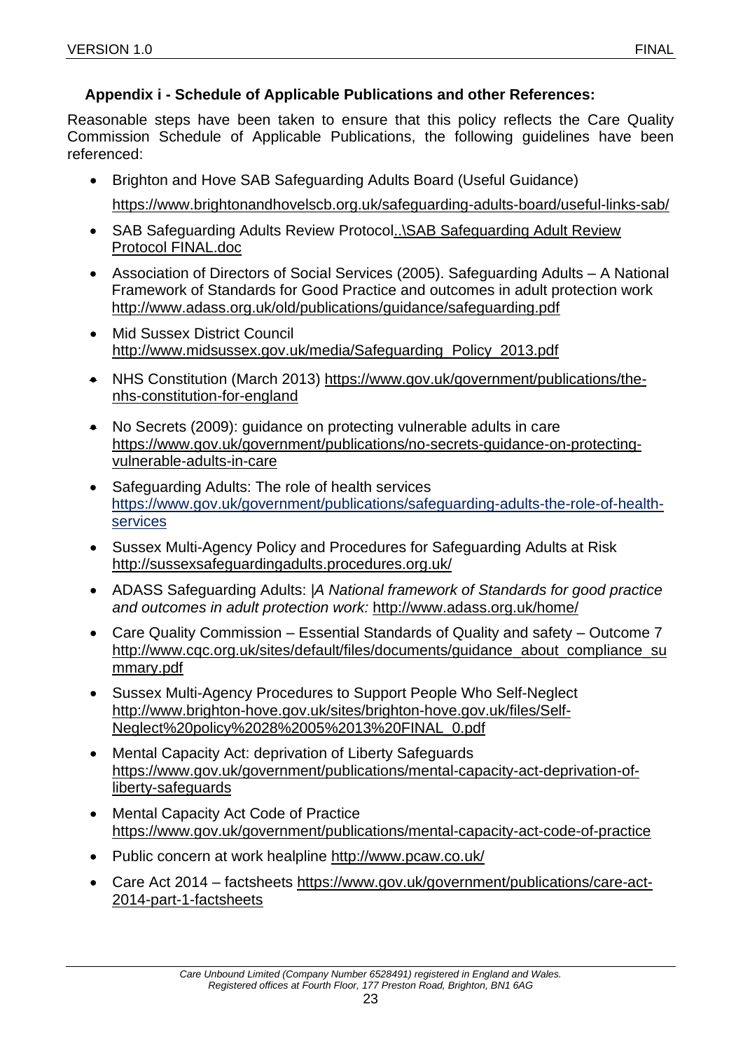## Appendix i - Schedule of Applicable Publications and other References:

Reasonable steps have been taken to ensure that this policy reflects the Care Quality Commission Schedule of Applicable Publications, the following guidelines have been referenced:

- Brighton and Hove SAB Safeguarding Adults Board (Useful Guidance)
  https://www.brightonandhovelscb.org.uk/safeguarding-adults-board/useful-links-sab/
- SAB Safeguarding Adults Review Protocol..\SAB Safeguarding Adult Review Protocol FINAL.doc
- Association of Directors of Social Services (2005). Safeguarding Adults – A National Framework of Standards for Good Practice and outcomes in adult protection work http://www.adass.org.uk/old/publications/guidance/safeguarding.pdf
- Mid Sussex District Council http://www.midsussex.gov.uk/media/Safeguarding_Policy_2013.pdf
- NHS Constitution (March 2013) https://www.gov.uk/government/publications/the-nhs-constitution-for-england
- No Secrets (2009): guidance on protecting vulnerable adults in care https://www.gov.uk/government/publications/no-secrets-guidance-on-protecting-vulnerable-adults-in-care
- Safeguarding Adults: The role of health services https://www.gov.uk/government/publications/safeguarding-adults-the-role-of-health-services
- Sussex Multi-Agency Policy and Procedures for Safeguarding Adults at Risk http://sussexsafeguardingadults.procedures.org.uk/
- ADASS Safeguarding Adults: |*A National framework of Standards for good practice and outcomes in adult protection work:* http://www.adass.org.uk/home/
- Care Quality Commission – Essential Standards of Quality and safety – Outcome 7 http://www.cqc.org.uk/sites/default/files/documents/guidance_about_compliance_summary.pdf
- Sussex Multi-Agency Procedures to Support People Who Self-Neglect http://www.brighton-hove.gov.uk/sites/brighton-hove.gov.uk/files/Self-Neglect%20policy%2028%2005%2013%20FINAL_0.pdf
- Mental Capacity Act: deprivation of Liberty Safeguards https://www.gov.uk/government/publications/mental-capacity-act-deprivation-of-liberty-safeguards
- Mental Capacity Act Code of Practice https://www.gov.uk/government/publications/mental-capacity-act-code-of-practice
- Public concern at work healpline http://www.pcaw.co.uk/
- Care Act 2014 – factsheets https://www.gov.uk/government/publications/care-act-2014-part-1-factsheets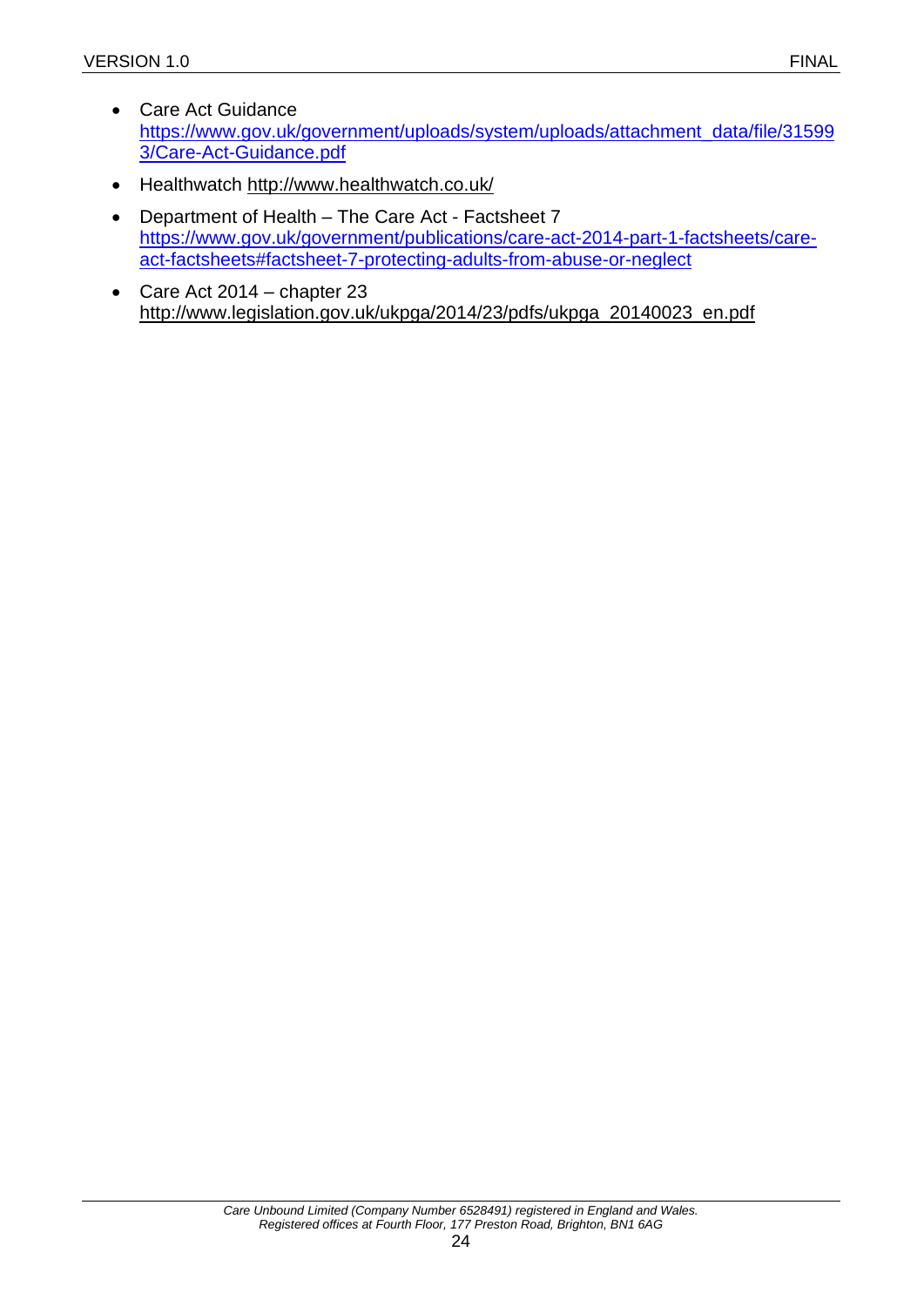- Care Act Guidance https://www.gov.uk/government/uploads/system/uploads/attachment_data/file/315993/Care-Act-Guidance.pdf
- Healthwatch http://www.healthwatch.co.uk/
- Department of Health – The Care Act - Factsheet 7 https://www.gov.uk/government/publications/care-act-2014-part-1-factsheets/care-act-factsheets#factsheet-7-protecting-adults-from-abuse-or-neglect
- Care Act 2014 – chapter 23 http://www.legislation.gov.uk/ukpga/2014/23/pdfs/ukpga_20140023_en.pdf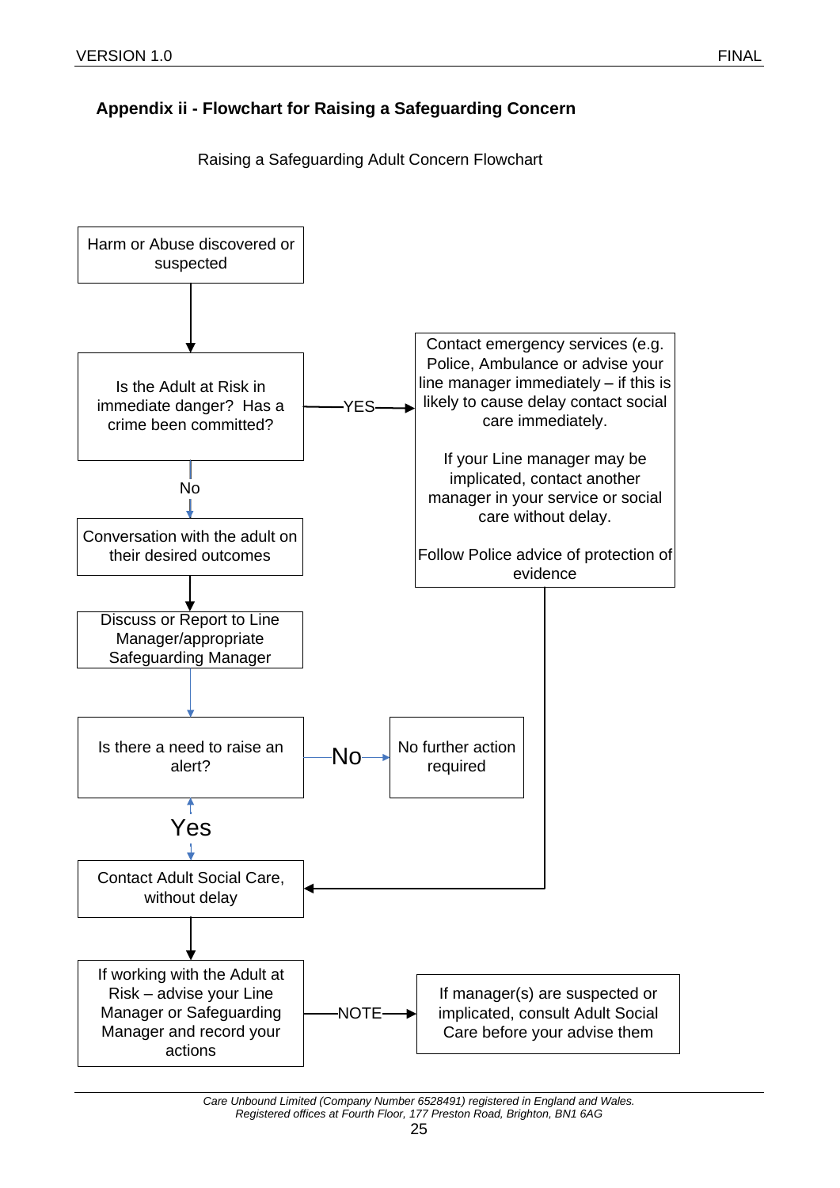### Appendix ii - Flowchart for Raising a Safeguarding Concern

Raising a Safeguarding Adult Concern Flowchart

Harm or Abuse discovered or suspected

↓

Is the Adult at Risk in immediate danger? Has a crime been committed?

- YES → Contact emergency services (e.g. Police, Ambulance or advise your line manager immediately – if this is likely to cause delay contact social care immediately.

  If your Line manager may be implicated, contact another manager in your service or social care without delay.

  Follow Police advice of protection of evidence → Contact Adult Social Care, without delay

- No ↓

Conversation with the adult on their desired outcomes

↓

Discuss or Report to Line Manager/appropriate Safeguarding Manager

↓

Is there a need to raise an alert?

- No → No further action required
- Yes ↓

Contact Adult Social Care, without delay

↓

If working with the Adult at Risk – advise your Line Manager or Safeguarding Manager and record your actions

- NOTE → If manager(s) are suspected or implicated, consult Adult Social Care before your advise them

*Care Unbound Limited (Company Number 6528491) registered in England and Wales.*
*Registered offices at Fourth Floor, 177 Preston Road, Brighton, BN1 6AG*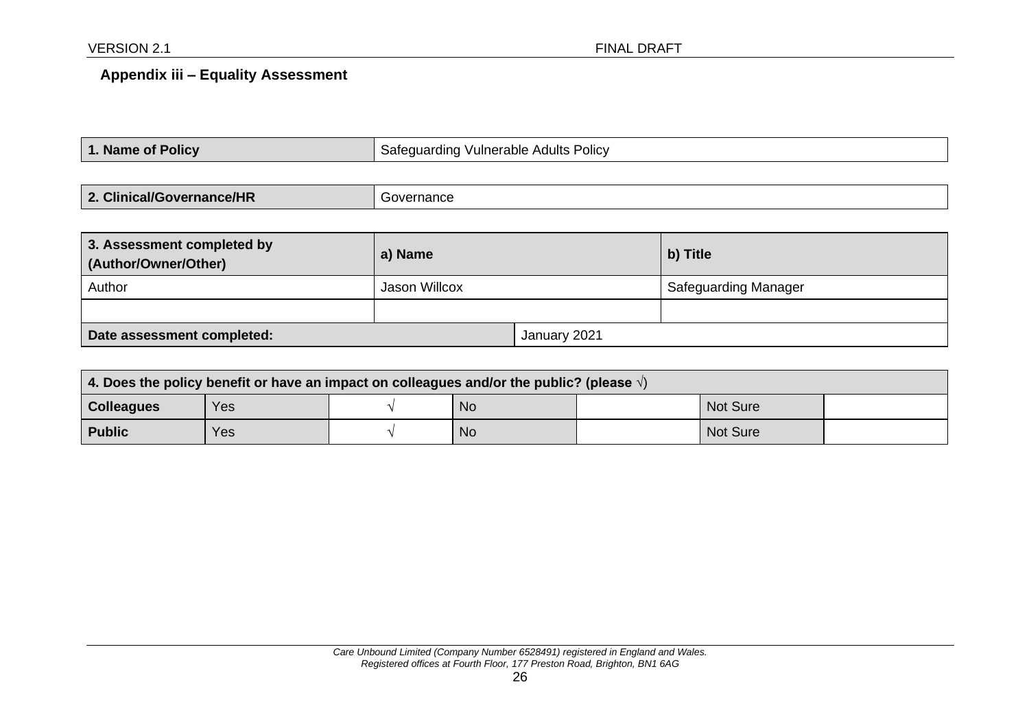## Appendix iii – Equality Assessment

| **1. Name of Policy** | Safeguarding Vulnerable Adults Policy |
|---|---|

| **2. Clinical/Governance/HR** | Governance |
|---|---|

| **3. Assessment completed by (Author/Owner/Other)** | **a) Name** | | **b) Title** |
|---|---|---|---|
| Author | Jason Willcox | | Safeguarding Manager |
| | | | |
| **Date assessment completed:** | | January 2021 | |

| **4. Does the policy benefit or have an impact on colleagues and/or the public? (please √)** | | | | | | |
|---|---|---|---|---|---|---|
| **Colleagues** | Yes | √ | No | | Not Sure | |
| **Public** | Yes | √ | No | | Not Sure | |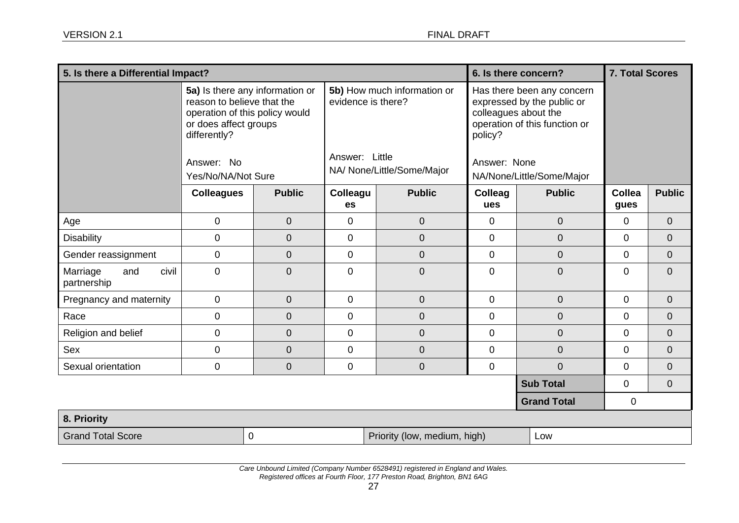| 5. Is there a Differential Impact? | | | | | 6. Is there concern? | | 7. Total Scores | |
|---|---|---|---|---|---|---|---|---|
| | **5a)** Is there any information or reason to believe that the operation of this policy would or does affect groups differently?<br><br>Answer: No<br>Yes/No/NA/Not Sure | | **5b)** How much information or evidence is there?<br><br>Answer: Little<br>NA/ None/Little/Some/Major | | Has there been any concern expressed by the public or colleagues about the operation of this function or policy?<br><br>Answer: None<br>NA/None/Little/Some/Major | | | |
| | **Colleagues** | **Public** | **Colleagues** | **Public** | **Colleagues** | **Public** | **Colleagues** | **Public** |
| Age | 0 | 0 | 0 | 0 | 0 | 0 | 0 | 0 |
| Disability | 0 | 0 | 0 | 0 | 0 | 0 | 0 | 0 |
| Gender reassignment | 0 | 0 | 0 | 0 | 0 | 0 | 0 | 0 |
| Marriage and civil partnership | 0 | 0 | 0 | 0 | 0 | 0 | 0 | 0 |
| Pregnancy and maternity | 0 | 0 | 0 | 0 | 0 | 0 | 0 | 0 |
| Race | 0 | 0 | 0 | 0 | 0 | 0 | 0 | 0 |
| Religion and belief | 0 | 0 | 0 | 0 | 0 | 0 | 0 | 0 |
| Sex | 0 | 0 | 0 | 0 | 0 | 0 | 0 | 0 |
| Sexual orientation | 0 | 0 | 0 | 0 | 0 | 0 | 0 | 0 |
| | | | | | | **Sub Total** | 0 | 0 |
| | | | | | | **Grand Total** | 0 | |

| 8. Priority | | | |
|---|---|---|---|
| Grand Total Score | 0 | Priority (low, medium, high) | Low |

*Care Unbound Limited (Company Number 6528491) registered in England and Wales.*
*Registered offices at Fourth Floor, 177 Preston Road, Brighton, BN1 6AG*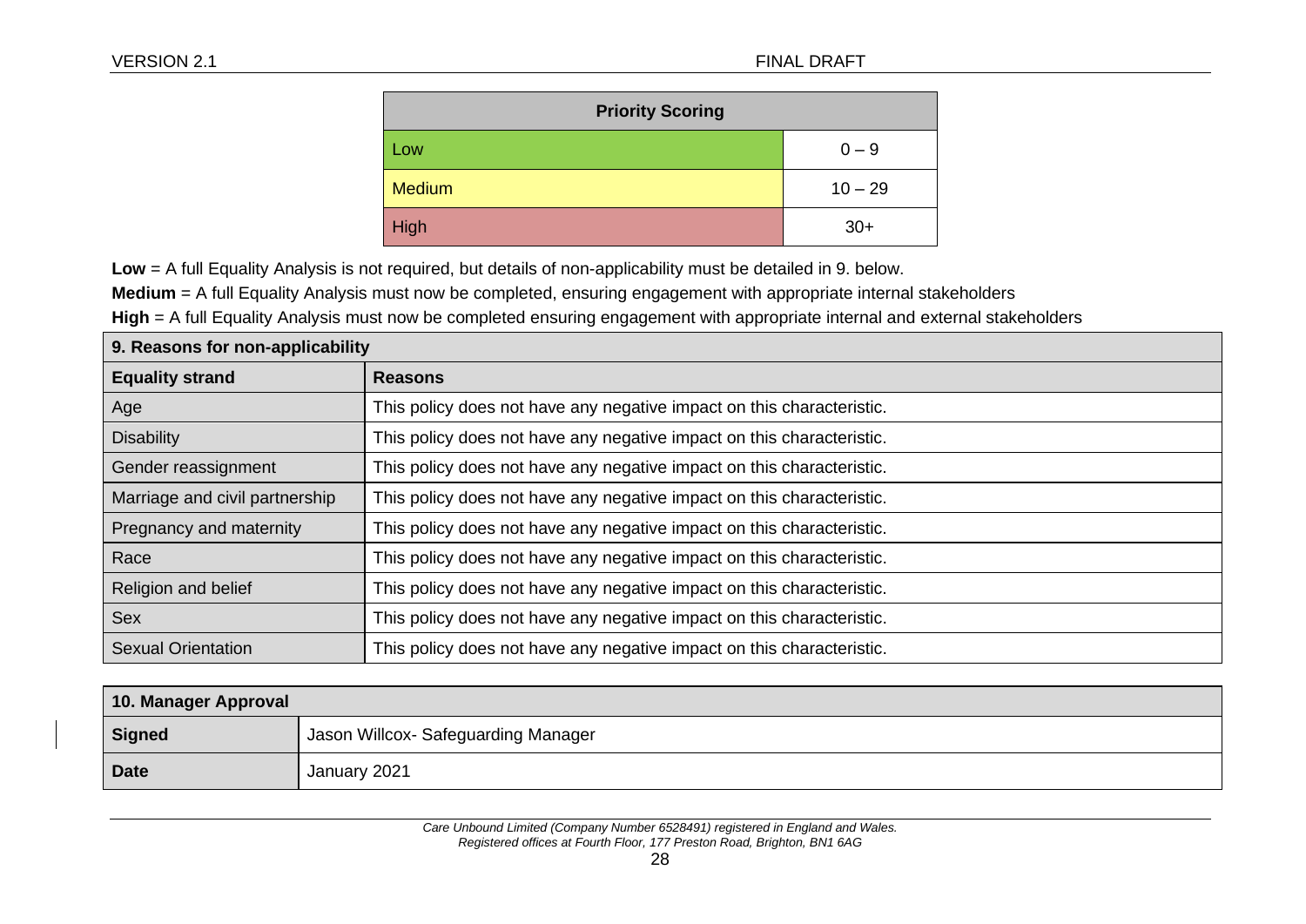| Priority Scoring | |
|---|---|
| Low | 0 – 9 |
| Medium | 10 – 29 |
| High | 30+ |

**Low** = A full Equality Analysis is not required, but details of non-applicability must be detailed in 9. below.

**Medium** = A full Equality Analysis must now be completed, ensuring engagement with appropriate internal stakeholders

**High** = A full Equality Analysis must now be completed ensuring engagement with appropriate internal and external stakeholders

| 9. Reasons for non-applicability | |
|---|---|
| **Equality strand** | **Reasons** |
| Age | This policy does not have any negative impact on this characteristic. |
| Disability | This policy does not have any negative impact on this characteristic. |
| Gender reassignment | This policy does not have any negative impact on this characteristic. |
| Marriage and civil partnership | This policy does not have any negative impact on this characteristic. |
| Pregnancy and maternity | This policy does not have any negative impact on this characteristic. |
| Race | This policy does not have any negative impact on this characteristic. |
| Religion and belief | This policy does not have any negative impact on this characteristic. |
| Sex | This policy does not have any negative impact on this characteristic. |
| Sexual Orientation | This policy does not have any negative impact on this characteristic. |

| 10. Manager Approval | |
|---|---|
| **Signed** | Jason Willcox- Safeguarding Manager |
| **Date** | January 2021 |